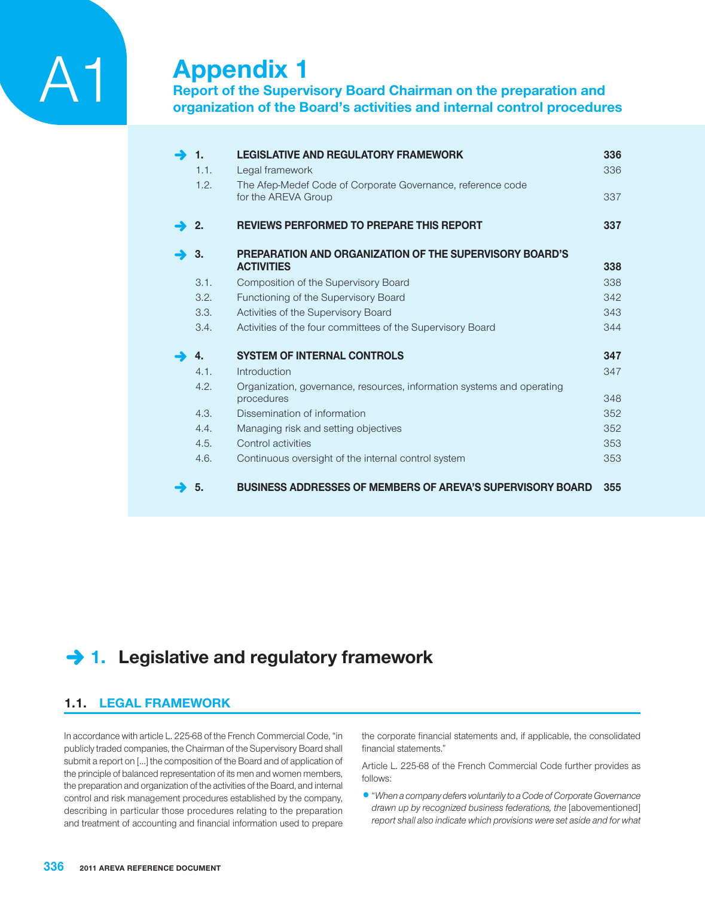# A1 Appendix 1

## Report of the Supervisory Board Chairman on the preparation and organization of the Board's activities and internal control procedures

| | | |
|---|---|---|
| **1.** | **LEGISLATIVE AND REGULATORY FRAMEWORK** | **336** |
| 1.1. | Legal framework | 336 |
| 1.2. | The Afep-Medef Code of Corporate Governance, reference code for the AREVA Group | 337 |
| **2.** | **REVIEWS PERFORMED TO PREPARE THIS REPORT** | **337** |
| **3.** | **PREPARATION AND ORGANIZATION OF THE SUPERVISORY BOARD'S ACTIVITIES** | **338** |
| 3.1. | Composition of the Supervisory Board | 338 |
| 3.2. | Functioning of the Supervisory Board | 342 |
| 3.3. | Activities of the Supervisory Board | 343 |
| 3.4. | Activities of the four committees of the Supervisory Board | 344 |
| **4.** | **SYSTEM OF INTERNAL CONTROLS** | **347** |
| 4.1. | Introduction | 347 |
| 4.2. | Organization, governance, resources, information systems and operating procedures | 348 |
| 4.3. | Dissemination of information | 352 |
| 4.4. | Managing risk and setting objectives | 352 |
| 4.5. | Control activities | 353 |
| 4.6. | Continuous oversight of the internal control system | 353 |
| **5.** | **BUSINESS ADDRESSES OF MEMBERS OF AREVA'S SUPERVISORY BOARD** | **355** |

## 1. Legislative and regulatory framework

### 1.1. LEGAL FRAMEWORK

In accordance with article L. 225-68 of the French Commercial Code, "in publicly traded companies, the Chairman of the Supervisory Board shall submit a report on [...] the composition of the Board and of application of the principle of balanced representation of its men and women members, the preparation and organization of the activities of the Board, and internal control and risk management procedures established by the company, describing in particular those procedures relating to the preparation and treatment of accounting and financial information used to prepare the corporate financial statements and, if applicable, the consolidated financial statements."

Article L. 225-68 of the French Commercial Code further provides as follows:

- "*When a company defers voluntarily to a Code of Corporate Governance drawn up by recognized business federations, the* [abovementioned] *report shall also indicate which provisions were set aside and for what*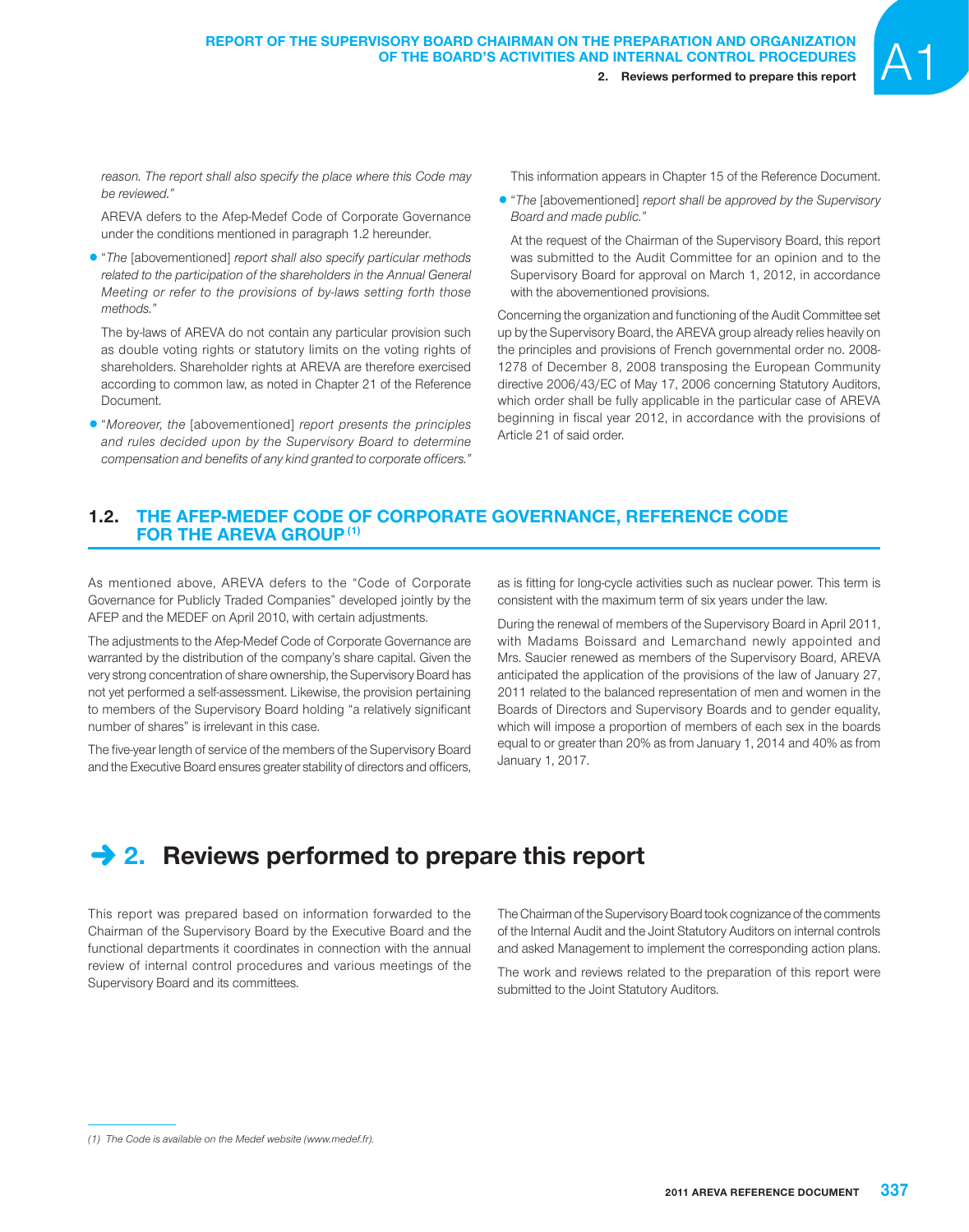*reason. The report shall also specify the place where this Code may be reviewed."*

AREVA defers to the Afep-Medef Code of Corporate Governance under the conditions mentioned in paragraph 1.2 hereunder.

- "*The* [abovementioned] *report shall also specify particular methods related to the participation of the shareholders in the Annual General Meeting or refer to the provisions of by-laws setting forth those methods."*

  The by-laws of AREVA do not contain any particular provision such as double voting rights or statutory limits on the voting rights of shareholders. Shareholder rights at AREVA are therefore exercised according to common law, as noted in Chapter 21 of the Reference Document.

- "*Moreover, the* [abovementioned] *report presents the principles and rules decided upon by the Supervisory Board to determine compensation and benefits of any kind granted to corporate officers."*

  This information appears in Chapter 15 of the Reference Document.

- "*The* [abovementioned] *report shall be approved by the Supervisory Board and made public."*

  At the request of the Chairman of the Supervisory Board, this report was submitted to the Audit Committee for an opinion and to the Supervisory Board for approval on March 1, 2012, in accordance with the abovementioned provisions.

Concerning the organization and functioning of the Audit Committee set up by the Supervisory Board, the AREVA group already relies heavily on the principles and provisions of French governmental order no. 2008-1278 of December 8, 2008 transposing the European Community directive 2006/43/EC of May 17, 2006 concerning Statutory Auditors, which order shall be fully applicable in the particular case of AREVA beginning in fiscal year 2012, in accordance with the provisions of Article 21 of said order.

### 1.2. THE AFEP-MEDEF CODE OF CORPORATE GOVERNANCE, REFERENCE CODE FOR THE AREVA GROUP [(1)]

As mentioned above, AREVA defers to the "Code of Corporate Governance for Publicly Traded Companies" developed jointly by the AFEP and the MEDEF on April 2010, with certain adjustments.

The adjustments to the Afep-Medef Code of Corporate Governance are warranted by the distribution of the company's share capital. Given the very strong concentration of share ownership, the Supervisory Board has not yet performed a self-assessment. Likewise, the provision pertaining to members of the Supervisory Board holding "a relatively significant number of shares" is irrelevant in this case.

The five-year length of service of the members of the Supervisory Board and the Executive Board ensures greater stability of directors and officers, as is fitting for long-cycle activities such as nuclear power. This term is consistent with the maximum term of six years under the law.

During the renewal of members of the Supervisory Board in April 2011, with Madams Boissard and Lemarchand newly appointed and Mrs. Saucier renewed as members of the Supervisory Board, AREVA anticipated the application of the provisions of the law of January 27, 2011 related to the balanced representation of men and women in the Boards of Directors and Supervisory Boards and to gender equality, which will impose a proportion of members of each sex in the boards equal to or greater than 20% as from January 1, 2014 and 40% as from January 1, 2017.

## 2. Reviews performed to prepare this report

This report was prepared based on information forwarded to the Chairman of the Supervisory Board by the Executive Board and the functional departments it coordinates in connection with the annual review of internal control procedures and various meetings of the Supervisory Board and its committees.

The Chairman of the Supervisory Board took cognizance of the comments of the Internal Audit and the Joint Statutory Auditors on internal controls and asked Management to implement the corresponding action plans.

The work and reviews related to the preparation of this report were submitted to the Joint Statutory Auditors.

---

*(1) The Code is available on the Medef website (www.medef.fr).*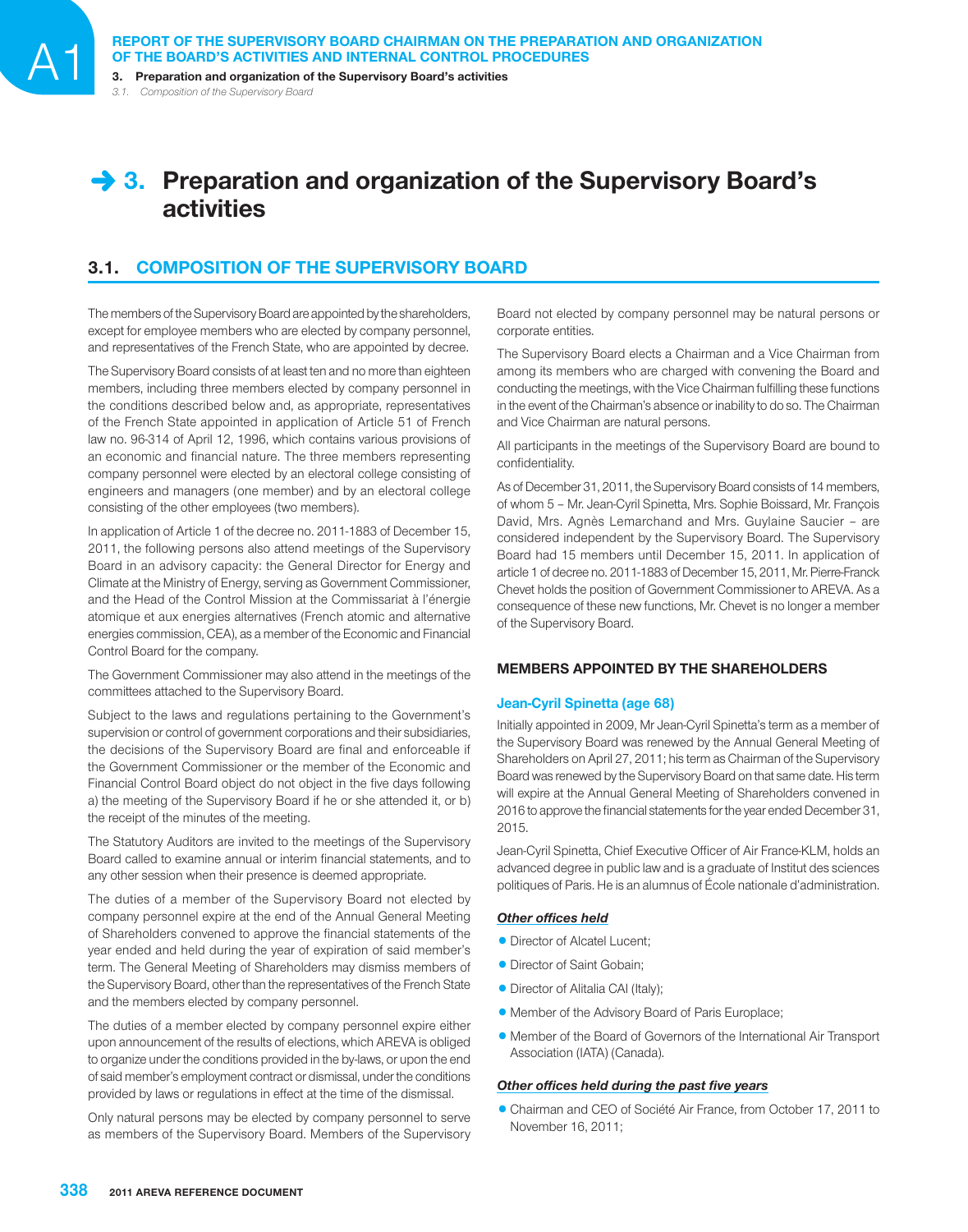# 3. Preparation and organization of the Supervisory Board's activities

## 3.1. COMPOSITION OF THE SUPERVISORY BOARD

The members of the Supervisory Board are appointed by the shareholders, except for employee members who are elected by company personnel, and representatives of the French State, who are appointed by decree.

The Supervisory Board consists of at least ten and no more than eighteen members, including three members elected by company personnel in the conditions described below and, as appropriate, representatives of the French State appointed in application of Article 51 of French law no. 96-314 of April 12, 1996, which contains various provisions of an economic and financial nature. The three members representing company personnel were elected by an electoral college consisting of engineers and managers (one member) and by an electoral college consisting of the other employees (two members).

In application of Article 1 of the decree no. 2011-1883 of December 15, 2011, the following persons also attend meetings of the Supervisory Board in an advisory capacity: the General Director for Energy and Climate at the Ministry of Energy, serving as Government Commissioner, and the Head of the Control Mission at the Commissariat à l'énergie atomique et aux energies alternatives (French atomic and alternative energies commission, CEA), as a member of the Economic and Financial Control Board for the company.

The Government Commissioner may also attend in the meetings of the committees attached to the Supervisory Board.

Subject to the laws and regulations pertaining to the Government's supervision or control of government corporations and their subsidiaries, the decisions of the Supervisory Board are final and enforceable if the Government Commissioner or the member of the Economic and Financial Control Board object do not object in the five days following a) the meeting of the Supervisory Board if he or she attended it, or b) the receipt of the minutes of the meeting.

The Statutory Auditors are invited to the meetings of the Supervisory Board called to examine annual or interim financial statements, and to any other session when their presence is deemed appropriate.

The duties of a member of the Supervisory Board not elected by company personnel expire at the end of the Annual General Meeting of Shareholders convened to approve the financial statements of the year ended and held during the year of expiration of said member's term. The General Meeting of Shareholders may dismiss members of the Supervisory Board, other than the representatives of the French State and the members elected by company personnel.

The duties of a member elected by company personnel expire either upon announcement of the results of elections, which AREVA is obliged to organize under the conditions provided in the by-laws, or upon the end of said member's employment contract or dismissal, under the conditions provided by laws or regulations in effect at the time of the dismissal.

Only natural persons may be elected by company personnel to serve as members of the Supervisory Board. Members of the Supervisory Board not elected by company personnel may be natural persons or corporate entities.

The Supervisory Board elects a Chairman and a Vice Chairman from among its members who are charged with convening the Board and conducting the meetings, with the Vice Chairman fulfilling these functions in the event of the Chairman's absence or inability to do so. The Chairman and Vice Chairman are natural persons.

All participants in the meetings of the Supervisory Board are bound to confidentiality.

As of December 31, 2011, the Supervisory Board consists of 14 members, of whom 5 – Mr. Jean-Cyril Spinetta, Mrs. Sophie Boissard, Mr. François David, Mrs. Agnès Lemarchand and Mrs. Guylaine Saucier – are considered independent by the Supervisory Board. The Supervisory Board had 15 members until December 15, 2011. In application of article 1 of decree no. 2011-1883 of December 15, 2011, Mr. Pierre-Franck Chevet holds the position of Government Commissioner to AREVA. As a consequence of these new functions, Mr. Chevet is no longer a member of the Supervisory Board.

### MEMBERS APPOINTED BY THE SHAREHOLDERS

#### Jean-Cyril Spinetta (age 68)

Initially appointed in 2009, Mr Jean-Cyril Spinetta's term as a member of the Supervisory Board was renewed by the Annual General Meeting of Shareholders on April 27, 2011; his term as Chairman of the Supervisory Board was renewed by the Supervisory Board on that same date. His term will expire at the Annual General Meeting of Shareholders convened in 2016 to approve the financial statements for the year ended December 31, 2015.

Jean-Cyril Spinetta, Chief Executive Officer of Air France-KLM, holds an advanced degree in public law and is a graduate of Institut des sciences politiques of Paris. He is an alumnus of École nationale d'administration.

***Other offices held***

- Director of Alcatel Lucent;
- Director of Saint Gobain;
- Director of Alitalia CAI (Italy);
- Member of the Advisory Board of Paris Europlace;
- Member of the Board of Governors of the International Air Transport Association (IATA) (Canada).

***Other offices held during the past five years***

- Chairman and CEO of Société Air France, from October 17, 2011 to November 16, 2011;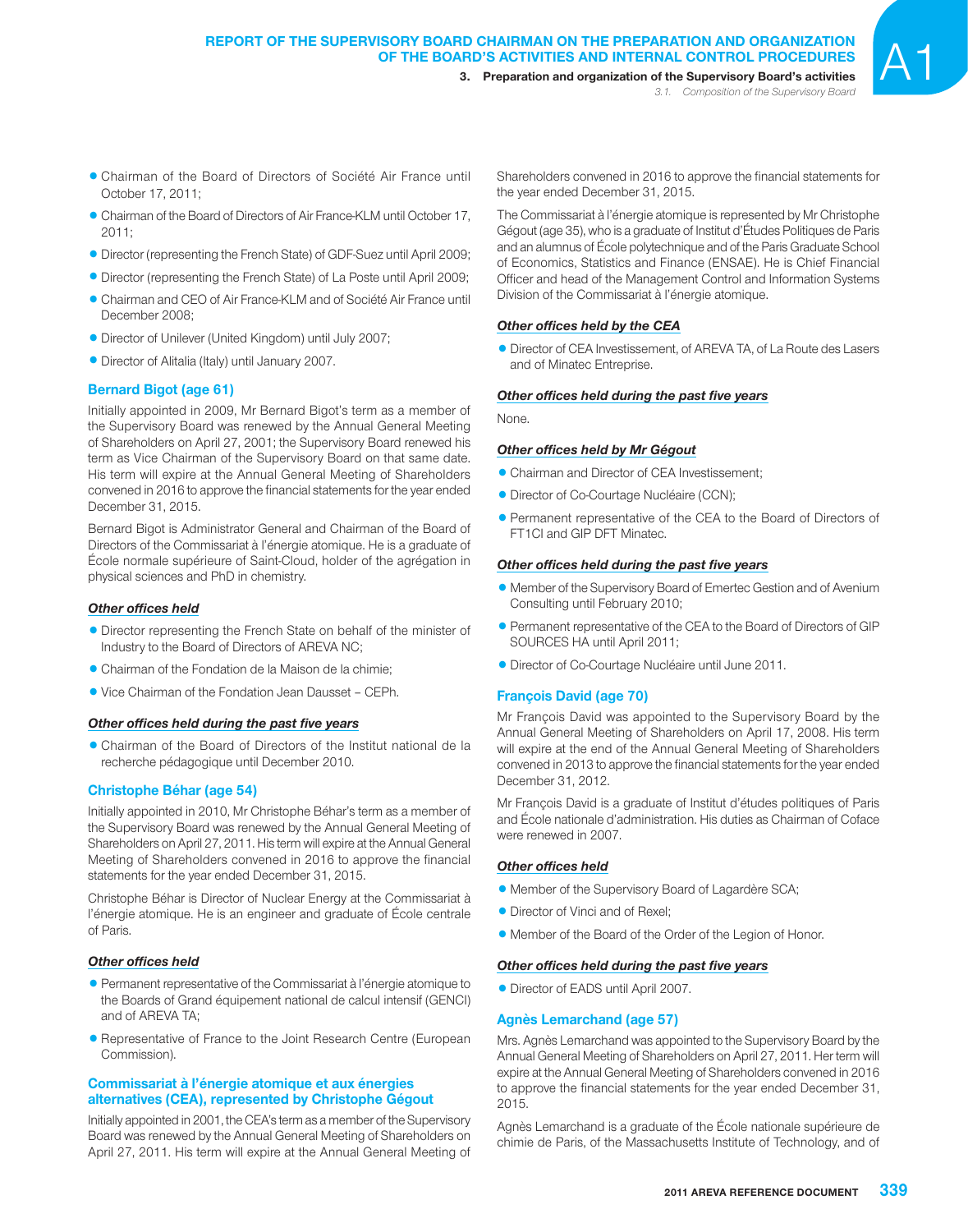- Chairman of the Board of Directors of Société Air France until October 17, 2011;
- Chairman of the Board of Directors of Air France-KLM until October 17, 2011;
- Director (representing the French State) of GDF-Suez until April 2009;
- Director (representing the French State) of La Poste until April 2009;
- Chairman and CEO of Air France-KLM and of Société Air France until December 2008;
- Director of Unilever (United Kingdom) until July 2007;
- Director of Alitalia (Italy) until January 2007.

### Bernard Bigot (age 61)

Initially appointed in 2009, Mr Bernard Bigot's term as a member of the Supervisory Board was renewed by the Annual General Meeting of Shareholders on April 27, 2001; the Supervisory Board renewed his term as Vice Chairman of the Supervisory Board on that same date. His term will expire at the Annual General Meeting of Shareholders convened in 2016 to approve the financial statements for the year ended December 31, 2015.

Bernard Bigot is Administrator General and Chairman of the Board of Directors of the Commissariat à l'énergie atomique. He is a graduate of École normale supérieure of Saint-Cloud, holder of the agrégation in physical sciences and PhD in chemistry.

***Other offices held***

- Director representing the French State on behalf of the minister of Industry to the Board of Directors of AREVA NC;
- Chairman of the Fondation de la Maison de la chimie;
- Vice Chairman of the Fondation Jean Dausset – CEPh.

***Other offices held during the past five years***

- Chairman of the Board of Directors of the Institut national de la recherche pédagogique until December 2010.

### Christophe Béhar (age 54)

Initially appointed in 2010, Mr Christophe Béhar's term as a member of the Supervisory Board was renewed by the Annual General Meeting of Shareholders on April 27, 2011. His term will expire at the Annual General Meeting of Shareholders convened in 2016 to approve the financial statements for the year ended December 31, 2015.

Christophe Béhar is Director of Nuclear Energy at the Commissariat à l'énergie atomique. He is an engineer and graduate of École centrale of Paris.

***Other offices held***

- Permanent representative of the Commissariat à l'énergie atomique to the Boards of Grand équipement national de calcul intensif (GENCI) and of AREVA TA;
- Representative of France to the Joint Research Centre (European Commission).

### Commissariat à l'énergie atomique et aux énergies alternatives (CEA), represented by Christophe Gégout

Initially appointed in 2001, the CEA's term as a member of the Supervisory Board was renewed by the Annual General Meeting of Shareholders on April 27, 2011. His term will expire at the Annual General Meeting of Shareholders convened in 2016 to approve the financial statements for the year ended December 31, 2015.

The Commissariat à l'énergie atomique is represented by Mr Christophe Gégout (age 35), who is a graduate of Institut d'Études Politiques de Paris and an alumnus of École polytechnique and of the Paris Graduate School of Economics, Statistics and Finance (ENSAE). He is Chief Financial Officer and head of the Management Control and Information Systems Division of the Commissariat à l'énergie atomique.

***Other offices held by the CEA***

- Director of CEA Investissement, of AREVA TA, of La Route des Lasers and of Minatec Entreprise.

***Other offices held during the past five years***

None.

***Other offices held by Mr Gégout***

- Chairman and Director of CEA Investissement;
- Director of Co-Courtage Nucléaire (CCN);
- Permanent representative of the CEA to the Board of Directors of FT1CI and GIP DFT Minatec.

***Other offices held during the past five years***

- Member of the Supervisory Board of Emertec Gestion and of Avenium Consulting until February 2010;
- Permanent representative of the CEA to the Board of Directors of GIP SOURCES HA until April 2011;
- Director of Co-Courtage Nucléaire until June 2011.

### François David (age 70)

Mr François David was appointed to the Supervisory Board by the Annual General Meeting of Shareholders on April 17, 2008. His term will expire at the end of the Annual General Meeting of Shareholders convened in 2013 to approve the financial statements for the year ended December 31, 2012.

Mr François David is a graduate of Institut d'études politiques of Paris and École nationale d'administration. His duties as Chairman of Coface were renewed in 2007.

***Other offices held***

- Member of the Supervisory Board of Lagardère SCA;
- Director of Vinci and of Rexel;
- Member of the Board of the Order of the Legion of Honor.

***Other offices held during the past five years***

- Director of EADS until April 2007.

### Agnès Lemarchand (age 57)

Mrs. Agnès Lemarchand was appointed to the Supervisory Board by the Annual General Meeting of Shareholders on April 27, 2011. Her term will expire at the Annual General Meeting of Shareholders convened in 2016 to approve the financial statements for the year ended December 31, 2015.

Agnès Lemarchand is a graduate of the École nationale supérieure de chimie de Paris, of the Massachusetts Institute of Technology, and of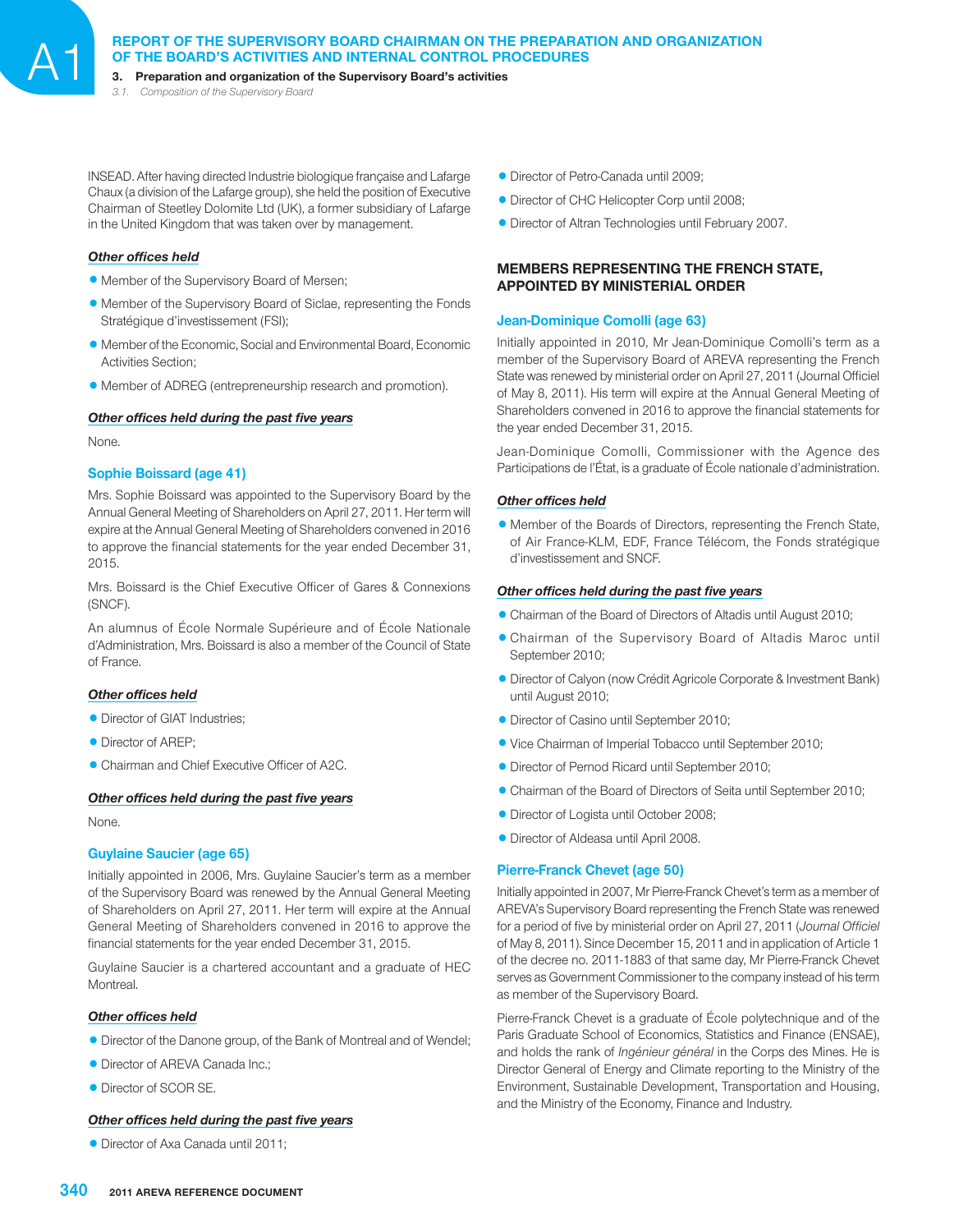INSEAD. After having directed Industrie biologique française and Lafarge Chaux (a division of the Lafarge group), she held the position of Executive Chairman of Steetley Dolomite Ltd (UK), a former subsidiary of Lafarge in the United Kingdom that was taken over by management.

#### *Other offices held*

- Member of the Supervisory Board of Mersen;
- Member of the Supervisory Board of Siclae, representing the Fonds Stratégique d'investissement (FSI);
- Member of the Economic, Social and Environmental Board, Economic Activities Section;
- Member of ADREG (entrepreneurship research and promotion).

#### *Other offices held during the past five years*

None.

### Sophie Boissard (age 41)

Mrs. Sophie Boissard was appointed to the Supervisory Board by the Annual General Meeting of Shareholders on April 27, 2011. Her term will expire at the Annual General Meeting of Shareholders convened in 2016 to approve the financial statements for the year ended December 31, 2015.

Mrs. Boissard is the Chief Executive Officer of Gares & Connexions (SNCF).

An alumnus of École Normale Supérieure and of École Nationale d'Administration, Mrs. Boissard is also a member of the Council of State of France.

#### *Other offices held*

- Director of GIAT Industries;
- Director of AREP;
- Chairman and Chief Executive Officer of A2C.

#### *Other offices held during the past five years*

None.

### Guylaine Saucier (age 65)

Initially appointed in 2006, Mrs. Guylaine Saucier's term as a member of the Supervisory Board was renewed by the Annual General Meeting of Shareholders on April 27, 2011. Her term will expire at the Annual General Meeting of Shareholders convened in 2016 to approve the financial statements for the year ended December 31, 2015.

Guylaine Saucier is a chartered accountant and a graduate of HEC Montreal.

#### *Other offices held*

- Director of the Danone group, of the Bank of Montreal and of Wendel;
- Director of AREVA Canada Inc.;
- Director of SCOR SE.

#### *Other offices held during the past five years*

- Director of Axa Canada until 2011;
- Director of Petro-Canada until 2009;
- Director of CHC Helicopter Corp until 2008;
- Director of Altran Technologies until February 2007.

## MEMBERS REPRESENTING THE FRENCH STATE, APPOINTED BY MINISTERIAL ORDER

### Jean-Dominique Comolli (age 63)

Initially appointed in 2010, Mr Jean-Dominique Comolli's term as a member of the Supervisory Board of AREVA representing the French State was renewed by ministerial order on April 27, 2011 (Journal Officiel of May 8, 2011). His term will expire at the Annual General Meeting of Shareholders convened in 2016 to approve the financial statements for the year ended December 31, 2015.

Jean-Dominique Comolli, Commissioner with the Agence des Participations de l'État, is a graduate of École nationale d'administration.

#### *Other offices held*

- Member of the Boards of Directors, representing the French State, of Air France-KLM, EDF, France Télécom, the Fonds stratégique d'investissement and SNCF.

#### *Other offices held during the past five years*

- Chairman of the Board of Directors of Altadis until August 2010;
- Chairman of the Supervisory Board of Altadis Maroc until September 2010;
- Director of Calyon (now Crédit Agricole Corporate & Investment Bank) until August 2010;
- Director of Casino until September 2010;
- Vice Chairman of Imperial Tobacco until September 2010;
- Director of Pernod Ricard until September 2010;
- Chairman of the Board of Directors of Seita until September 2010;
- Director of Logista until October 2008;
- Director of Aldeasa until April 2008.

### Pierre-Franck Chevet (age 50)

Initially appointed in 2007, Mr Pierre-Franck Chevet's term as a member of AREVA's Supervisory Board representing the French State was renewed for a period of five by ministerial order on April 27, 2011 (*Journal Officiel* of May 8, 2011). Since December 15, 2011 and in application of Article 1 of the decree no. 2011-1883 of that same day, Mr Pierre-Franck Chevet serves as Government Commissioner to the company instead of his term as member of the Supervisory Board.

Pierre-Franck Chevet is a graduate of École polytechnique and of the Paris Graduate School of Economics, Statistics and Finance (ENSAE), and holds the rank of *Ingénieur général* in the Corps des Mines. He is Director General of Energy and Climate reporting to the Ministry of the Environment, Sustainable Development, Transportation and Housing, and the Ministry of the Economy, Finance and Industry.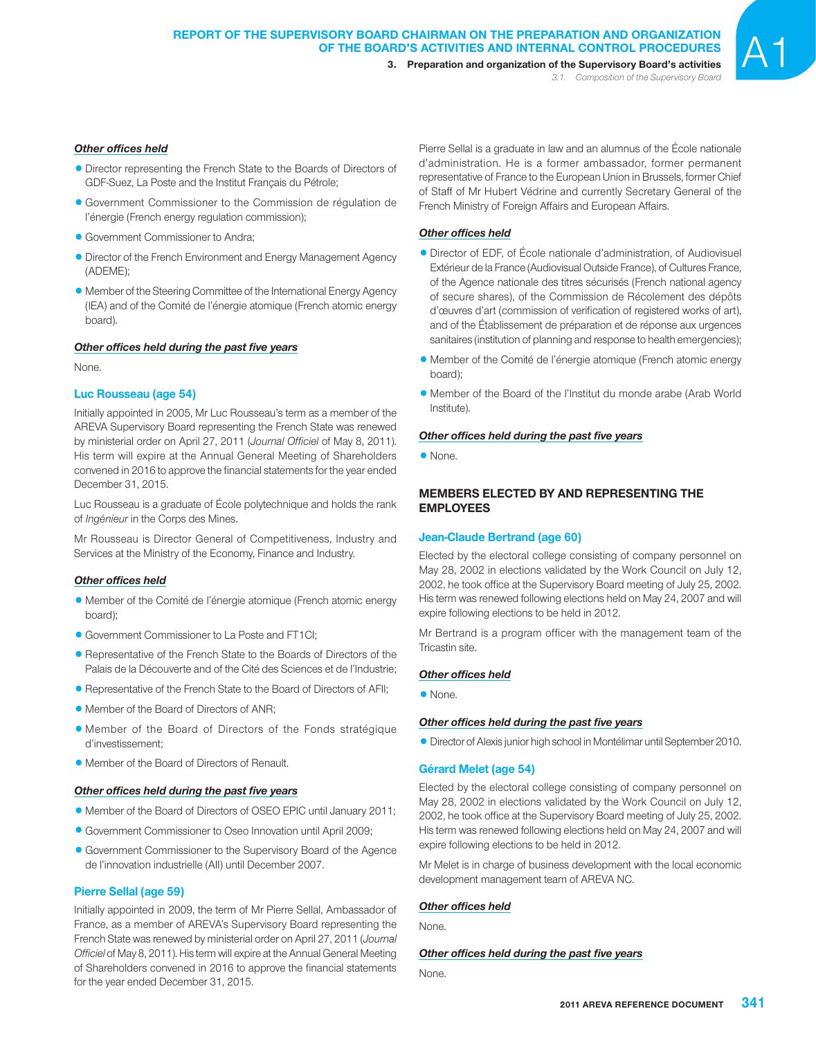#### *Other offices held*

- Director representing the French State to the Boards of Directors of GDF-Suez, La Poste and the Institut Français du Pétrole;
- Government Commissioner to the Commission de régulation de l'énergie (French energy regulation commission);
- Government Commissioner to Andra;
- Director of the French Environment and Energy Management Agency (ADEME);
- Member of the Steering Committee of the International Energy Agency (IEA) and of the Comité de l'énergie atomique (French atomic energy board).

#### *Other offices held during the past five years*

None.

### Luc Rousseau (age 54)

Initially appointed in 2005, Mr Luc Rousseau's term as a member of the AREVA Supervisory Board representing the French State was renewed by ministerial order on April 27, 2011 (*Journal Officiel* of May 8, 2011). His term will expire at the Annual General Meeting of Shareholders convened in 2016 to approve the financial statements for the year ended December 31, 2015.

Luc Rousseau is a graduate of École polytechnique and holds the rank of *Ingénieur* in the Corps des Mines.

Mr Rousseau is Director General of Competitiveness, Industry and Services at the Ministry of the Economy, Finance and Industry.

#### *Other offices held*

- Member of the Comité de l'énergie atomique (French atomic energy board);
- Government Commissioner to La Poste and FT1CI;
- Representative of the French State to the Boards of Directors of the Palais de la Découverte and of the Cité des Sciences et de l'Industrie;
- Representative of the French State to the Board of Directors of AFII;
- Member of the Board of Directors of ANR;
- Member of the Board of Directors of the Fonds stratégique d'investissement;
- Member of the Board of Directors of Renault.

#### *Other offices held during the past five years*

- Member of the Board of Directors of OSEO EPIC until January 2011;
- Government Commissioner to Oseo Innovation until April 2009;
- Government Commissioner to the Supervisory Board of the Agence de l'innovation industrielle (AII) until December 2007.

### Pierre Sellal (age 59)

Initially appointed in 2009, the term of Mr Pierre Sellal, Ambassador of France, as a member of AREVA's Supervisory Board representing the French State was renewed by ministerial order on April 27, 2011 (*Journal Officiel* of May 8, 2011). His term will expire at the Annual General Meeting of Shareholders convened in 2016 to approve the financial statements for the year ended December 31, 2015.

Pierre Sellal is a graduate in law and an alumnus of the École nationale d'administration. He is a former ambassador, former permanent representative of France to the European Union in Brussels, former Chief of Staff of Mr Hubert Védrine and currently Secretary General of the French Ministry of Foreign Affairs and European Affairs.

#### *Other offices held*

- Director of EDF, of École nationale d'administration, of Audiovisuel Extérieur de la France (Audiovisual Outside France), of Cultures France, of the Agence nationale des titres sécurisés (French national agency of secure shares), of the Commission de Récolement des dépôts d'œuvres d'art (commission of verification of registered works of art), and of the Établissement de préparation et de réponse aux urgences sanitaires (institution of planning and response to health emergencies);
- Member of the Comité de l'énergie atomique (French atomic energy board);
- Member of the Board of the l'Institut du monde arabe (Arab World Institute).

#### *Other offices held during the past five years*

- None.

## MEMBERS ELECTED BY AND REPRESENTING THE EMPLOYEES

### Jean-Claude Bertrand (age 60)

Elected by the electoral college consisting of company personnel on May 28, 2002 in elections validated by the Work Council on July 12, 2002, he took office at the Supervisory Board meeting of July 25, 2002. His term was renewed following elections held on May 24, 2007 and will expire following elections to be held in 2012.

Mr Bertrand is a program officer with the management team of the Tricastin site.

#### *Other offices held*

- None.

#### *Other offices held during the past five years*

- Director of Alexis junior high school in Montélimar until September 2010.

### Gérard Melet (age 54)

Elected by the electoral college consisting of company personnel on May 28, 2002 in elections validated by the Work Council on July 12, 2002, he took office at the Supervisory Board meeting of July 25, 2002. His term was renewed following elections held on May 24, 2007 and will expire following elections to be held in 2012.

Mr Melet is in charge of business development with the local economic development management team of AREVA NC.

#### *Other offices held*

None.

#### *Other offices held during the past five years*

None.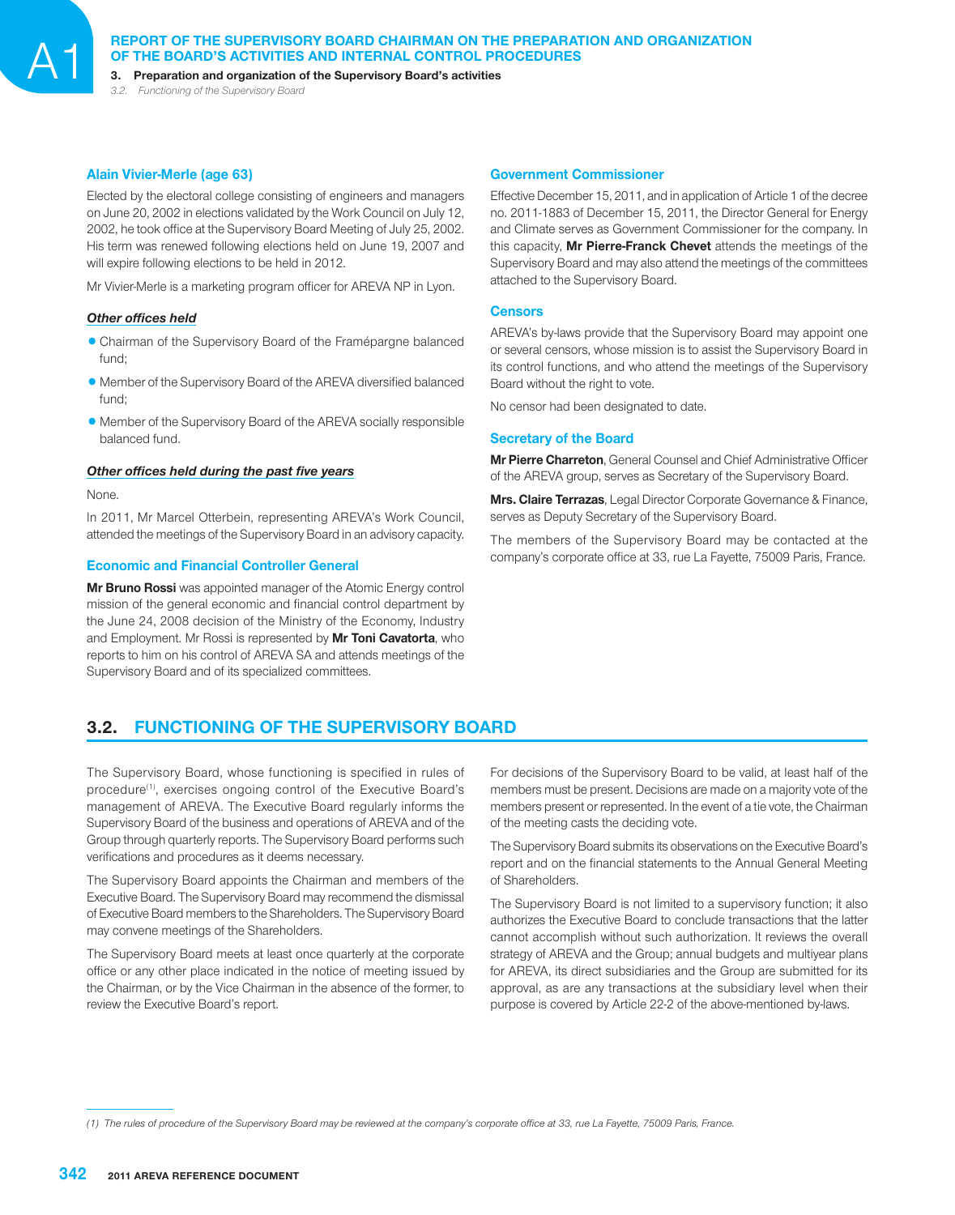### Alain Vivier-Merle (age 63)

Elected by the electoral college consisting of engineers and managers on June 20, 2002 in elections validated by the Work Council on July 12, 2002, he took office at the Supervisory Board Meeting of July 25, 2002. His term was renewed following elections held on June 19, 2007 and will expire following elections to be held in 2012.

Mr Vivier-Merle is a marketing program officer for AREVA NP in Lyon.

***Other offices held***

- Chairman of the Supervisory Board of the Framépargne balanced fund;
- Member of the Supervisory Board of the AREVA diversified balanced fund;
- Member of the Supervisory Board of the AREVA socially responsible balanced fund.

***Other offices held during the past five years***

None.

In 2011, Mr Marcel Otterbein, representing AREVA's Work Council, attended the meetings of the Supervisory Board in an advisory capacity.

### Economic and Financial Controller General

**Mr Bruno Rossi** was appointed manager of the Atomic Energy control mission of the general economic and financial control department by the June 24, 2008 decision of the Ministry of the Economy, Industry and Employment. Mr Rossi is represented by **Mr Toni Cavatorta**, who reports to him on his control of AREVA SA and attends meetings of the Supervisory Board and of its specialized committees.

### Government Commissioner

Effective December 15, 2011, and in application of Article 1 of the decree no. 2011-1883 of December 15, 2011, the Director General for Energy and Climate serves as Government Commissioner for the company. In this capacity, **Mr Pierre-Franck Chevet** attends the meetings of the Supervisory Board and may also attend the meetings of the committees attached to the Supervisory Board.

### Censors

AREVA's by-laws provide that the Supervisory Board may appoint one or several censors, whose mission is to assist the Supervisory Board in its control functions, and who attend the meetings of the Supervisory Board without the right to vote.

No censor had been designated to date.

### Secretary of the Board

**Mr Pierre Charreton**, General Counsel and Chief Administrative Officer of the AREVA group, serves as Secretary of the Supervisory Board.

**Mrs. Claire Terrazas**, Legal Director Corporate Governance & Finance, serves as Deputy Secretary of the Supervisory Board.

The members of the Supervisory Board may be contacted at the company's corporate office at 33, rue La Fayette, 75009 Paris, France.

## 3.2. FUNCTIONING OF THE SUPERVISORY BOARD

The Supervisory Board, whose functioning is specified in rules of procedure[(1)], exercises ongoing control of the Executive Board's management of AREVA. The Executive Board regularly informs the Supervisory Board of the business and operations of AREVA and of the Group through quarterly reports. The Supervisory Board performs such verifications and procedures as it deems necessary.

The Supervisory Board appoints the Chairman and members of the Executive Board. The Supervisory Board may recommend the dismissal of Executive Board members to the Shareholders. The Supervisory Board may convene meetings of the Shareholders.

The Supervisory Board meets at least once quarterly at the corporate office or any other place indicated in the notice of meeting issued by the Chairman, or by the Vice Chairman in the absence of the former, to review the Executive Board's report.

For decisions of the Supervisory Board to be valid, at least half of the members must be present. Decisions are made on a majority vote of the members present or represented. In the event of a tie vote, the Chairman of the meeting casts the deciding vote.

The Supervisory Board submits its observations on the Executive Board's report and on the financial statements to the Annual General Meeting of Shareholders.

The Supervisory Board is not limited to a supervisory function; it also authorizes the Executive Board to conclude transactions that the latter cannot accomplish without such authorization. It reviews the overall strategy of AREVA and the Group; annual budgets and multiyear plans for AREVA, its direct subsidiaries and the Group are submitted for its approval, as are any transactions at the subsidiary level when their purpose is covered by Article 22-2 of the above-mentioned by-laws.

*(1) The rules of procedure of the Supervisory Board may be reviewed at the company's corporate office at 33, rue La Fayette, 75009 Paris, France.*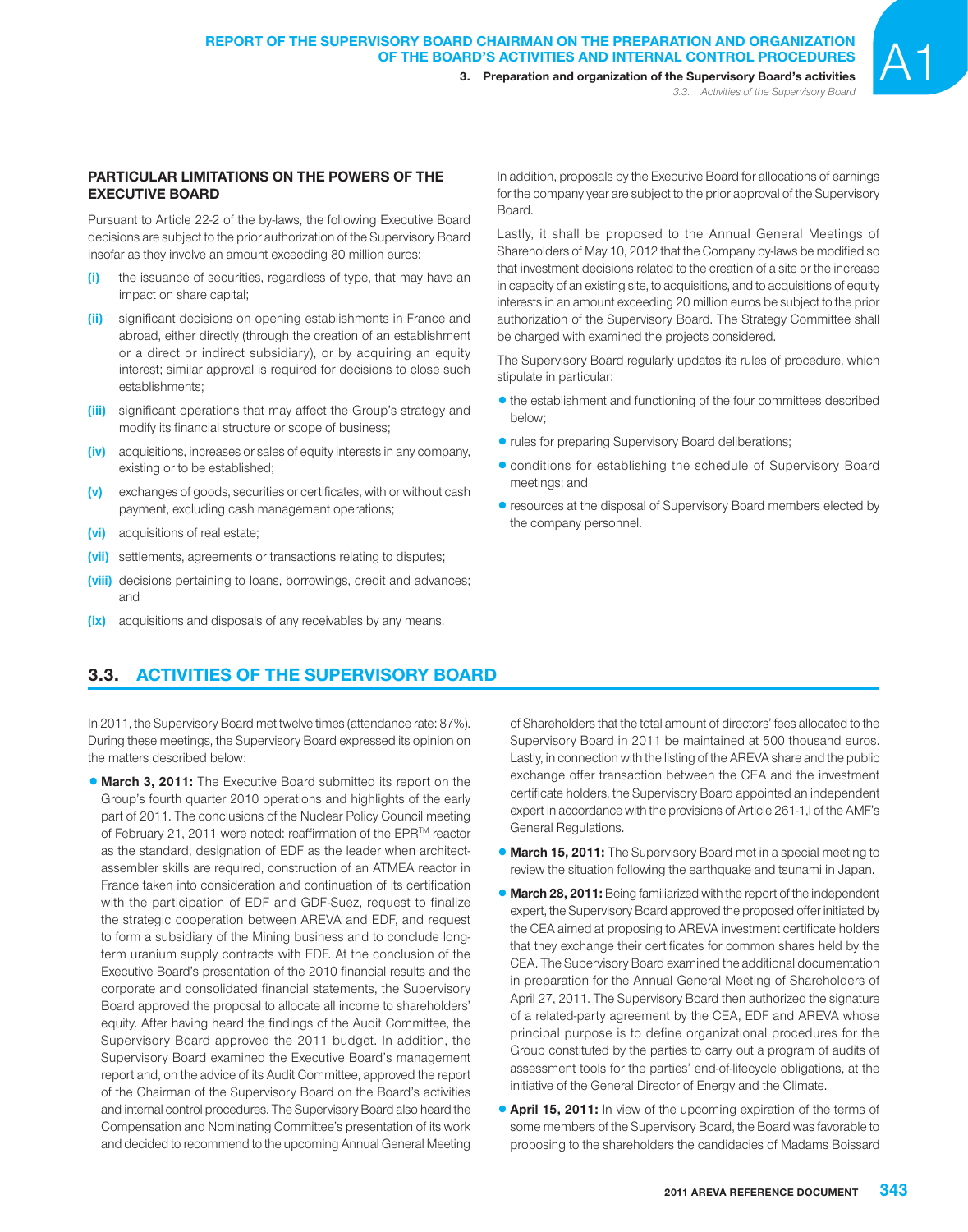### PARTICULAR LIMITATIONS ON THE POWERS OF THE EXECUTIVE BOARD

Pursuant to Article 22-2 of the by-laws, the following Executive Board decisions are subject to the prior authorization of the Supervisory Board insofar as they involve an amount exceeding 80 million euros:

- **(i)** the issuance of securities, regardless of type, that may have an impact on share capital;
- **(ii)** significant decisions on opening establishments in France and abroad, either directly (through the creation of an establishment or a direct or indirect subsidiary), or by acquiring an equity interest; similar approval is required for decisions to close such establishments;
- **(iii)** significant operations that may affect the Group's strategy and modify its financial structure or scope of business;
- **(iv)** acquisitions, increases or sales of equity interests in any company, existing or to be established;
- **(v)** exchanges of goods, securities or certificates, with or without cash payment, excluding cash management operations;
- **(vi)** acquisitions of real estate;
- **(vii)** settlements, agreements or transactions relating to disputes;
- **(viii)** decisions pertaining to loans, borrowings, credit and advances; and
- **(ix)** acquisitions and disposals of any receivables by any means.

In addition, proposals by the Executive Board for allocations of earnings for the company year are subject to the prior approval of the Supervisory Board.

Lastly, it shall be proposed to the Annual General Meetings of Shareholders of May 10, 2012 that the Company by-laws be modified so that investment decisions related to the creation of a site or the increase in capacity of an existing site, to acquisitions, and to acquisitions of equity interests in an amount exceeding 20 million euros be subject to the prior authorization of the Supervisory Board. The Strategy Committee shall be charged with examined the projects considered.

The Supervisory Board regularly updates its rules of procedure, which stipulate in particular:

- the establishment and functioning of the four committees described below;
- rules for preparing Supervisory Board deliberations;
- conditions for establishing the schedule of Supervisory Board meetings; and
- resources at the disposal of Supervisory Board members elected by the company personnel.

## 3.3. ACTIVITIES OF THE SUPERVISORY BOARD

In 2011, the Supervisory Board met twelve times (attendance rate: 87%). During these meetings, the Supervisory Board expressed its opinion on the matters described below:

- **March 3, 2011:** The Executive Board submitted its report on the Group's fourth quarter 2010 operations and highlights of the early part of 2011. The conclusions of the Nuclear Policy Council meeting of February 21, 2011 were noted: reaffirmation of the EPR™ reactor as the standard, designation of EDF as the leader when architect-assembler skills are required, construction of an ATMEA reactor in France taken into consideration and continuation of its certification with the participation of EDF and GDF-Suez, request to finalize the strategic cooperation between AREVA and EDF, and request to form a subsidiary of the Mining business and to conclude long-term uranium supply contracts with EDF. At the conclusion of the Executive Board's presentation of the 2010 financial results and the corporate and consolidated financial statements, the Supervisory Board approved the proposal to allocate all income to shareholders' equity. After having heard the findings of the Audit Committee, the Supervisory Board approved the 2011 budget. In addition, the Supervisory Board examined the Executive Board's management report and, on the advice of its Audit Committee, approved the report of the Chairman of the Supervisory Board on the Board's activities and internal control procedures. The Supervisory Board also heard the Compensation and Nominating Committee's presentation of its work and decided to recommend to the upcoming Annual General Meeting of Shareholders that the total amount of directors' fees allocated to the Supervisory Board in 2011 be maintained at 500 thousand euros. Lastly, in connection with the listing of the AREVA share and the public exchange offer transaction between the CEA and the investment certificate holders, the Supervisory Board appointed an independent expert in accordance with the provisions of Article 261-1,I of the AMF's General Regulations.
- **March 15, 2011:** The Supervisory Board met in a special meeting to review the situation following the earthquake and tsunami in Japan.
- **March 28, 2011:** Being familiarized with the report of the independent expert, the Supervisory Board approved the proposed offer initiated by the CEA aimed at proposing to AREVA investment certificate holders that they exchange their certificates for common shares held by the CEA. The Supervisory Board examined the additional documentation in preparation for the Annual General Meeting of Shareholders of April 27, 2011. The Supervisory Board then authorized the signature of a related-party agreement by the CEA, EDF and AREVA whose principal purpose is to define organizational procedures for the Group constituted by the parties to carry out a program of audits of assessment tools for the parties' end-of-lifecycle obligations, at the initiative of the General Director of Energy and the Climate.
- **April 15, 2011:** In view of the upcoming expiration of the terms of some members of the Supervisory Board, the Board was favorable to proposing to the shareholders the candidacies of Madams Boissard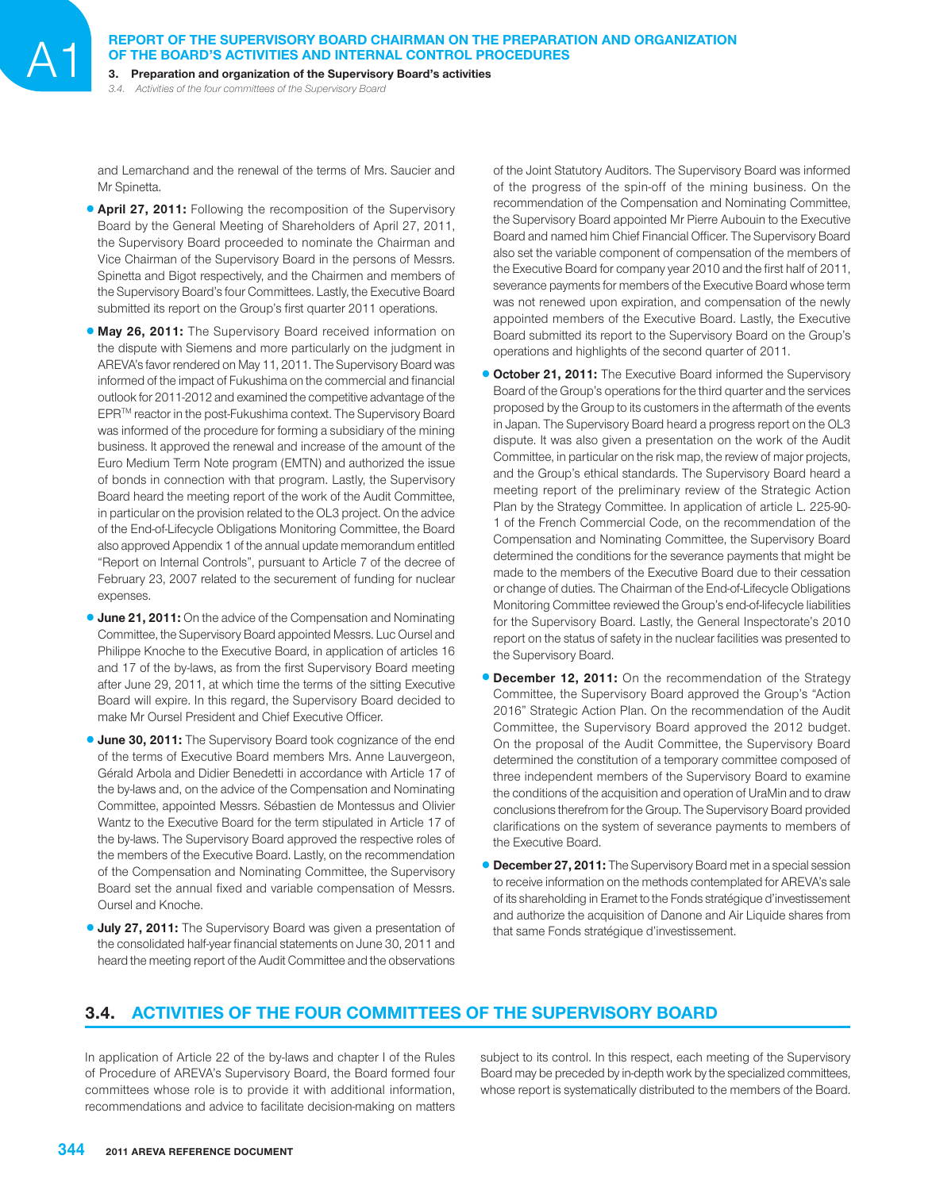and Lemarchand and the renewal of the terms of Mrs. Saucier and Mr Spinetta.

- **April 27, 2011:** Following the recomposition of the Supervisory Board by the General Meeting of Shareholders of April 27, 2011, the Supervisory Board proceeded to nominate the Chairman and Vice Chairman of the Supervisory Board in the persons of Messrs. Spinetta and Bigot respectively, and the Chairmen and members of the Supervisory Board's four Committees. Lastly, the Executive Board submitted its report on the Group's first quarter 2011 operations.
- **May 26, 2011:** The Supervisory Board received information on the dispute with Siemens and more particularly on the judgment in AREVA's favor rendered on May 11, 2011. The Supervisory Board was informed of the impact of Fukushima on the commercial and financial outlook for 2011-2012 and examined the competitive advantage of the EPR™ reactor in the post-Fukushima context. The Supervisory Board was informed of the procedure for forming a subsidiary of the mining business. It approved the renewal and increase of the amount of the Euro Medium Term Note program (EMTN) and authorized the issue of bonds in connection with that program. Lastly, the Supervisory Board heard the meeting report of the work of the Audit Committee, in particular on the provision related to the OL3 project. On the advice of the End-of-Lifecycle Obligations Monitoring Committee, the Board also approved Appendix 1 of the annual update memorandum entitled "Report on Internal Controls", pursuant to Article 7 of the decree of February 23, 2007 related to the securement of funding for nuclear expenses.
- **June 21, 2011:** On the advice of the Compensation and Nominating Committee, the Supervisory Board appointed Messrs. Luc Oursel and Philippe Knoche to the Executive Board, in application of articles 16 and 17 of the by-laws, as from the first Supervisory Board meeting after June 29, 2011, at which time the terms of the sitting Executive Board will expire. In this regard, the Supervisory Board decided to make Mr Oursel President and Chief Executive Officer.
- **June 30, 2011:** The Supervisory Board took cognizance of the end of the terms of Executive Board members Mrs. Anne Lauvergeon, Gérald Arbola and Didier Benedetti in accordance with Article 17 of the by-laws and, on the advice of the Compensation and Nominating Committee, appointed Messrs. Sébastien de Montessus and Olivier Wantz to the Executive Board for the term stipulated in Article 17 of the by-laws. The Supervisory Board approved the respective roles of the members of the Executive Board. Lastly, on the recommendation of the Compensation and Nominating Committee, the Supervisory Board set the annual fixed and variable compensation of Messrs. Oursel and Knoche.
- **July 27, 2011:** The Supervisory Board was given a presentation of the consolidated half-year financial statements on June 30, 2011 and heard the meeting report of the Audit Committee and the observations of the Joint Statutory Auditors. The Supervisory Board was informed of the progress of the spin-off of the mining business. On the recommendation of the Compensation and Nominating Committee, the Supervisory Board appointed Mr Pierre Aubouin to the Executive Board and named him Chief Financial Officer. The Supervisory Board also set the variable component of compensation of the members of the Executive Board for company year 2010 and the first half of 2011, severance payments for members of the Executive Board whose term was not renewed upon expiration, and compensation of the newly appointed members of the Executive Board. Lastly, the Executive Board submitted its report to the Supervisory Board on the Group's operations and highlights of the second quarter of 2011.
- **October 21, 2011:** The Executive Board informed the Supervisory Board of the Group's operations for the third quarter and the services proposed by the Group to its customers in the aftermath of the events in Japan. The Supervisory Board heard a progress report on the OL3 dispute. It was also given a presentation on the work of the Audit Committee, in particular on the risk map, the review of major projects, and the Group's ethical standards. The Supervisory Board heard a meeting report of the preliminary review of the Strategic Action Plan by the Strategy Committee. In application of article L. 225-90-1 of the French Commercial Code, on the recommendation of the Compensation and Nominating Committee, the Supervisory Board determined the conditions for the severance payments that might be made to the members of the Executive Board due to their cessation or change of duties. The Chairman of the End-of-Lifecycle Obligations Monitoring Committee reviewed the Group's end-of-lifecycle liabilities for the Supervisory Board. Lastly, the General Inspectorate's 2010 report on the status of safety in the nuclear facilities was presented to the Supervisory Board.
- **December 12, 2011:** On the recommendation of the Strategy Committee, the Supervisory Board approved the Group's "Action 2016" Strategic Action Plan. On the recommendation of the Audit Committee, the Supervisory Board approved the 2012 budget. On the proposal of the Audit Committee, the Supervisory Board determined the constitution of a temporary committee composed of three independent members of the Supervisory Board to examine the conditions of the acquisition and operation of UraMin and to draw conclusions therefrom for the Group. The Supervisory Board provided clarifications on the system of severance payments to members of the Executive Board.
- **December 27, 2011:** The Supervisory Board met in a special session to receive information on the methods contemplated for AREVA's sale of its shareholding in Eramet to the Fonds stratégique d'investissement and authorize the acquisition of Danone and Air Liquide shares from that same Fonds stratégique d'investissement.

## 3.4. ACTIVITIES OF THE FOUR COMMITTEES OF THE SUPERVISORY BOARD

In application of Article 22 of the by-laws and chapter I of the Rules of Procedure of AREVA's Supervisory Board, the Board formed four committees whose role is to provide it with additional information, recommendations and advice to facilitate decision-making on matters subject to its control. In this respect, each meeting of the Supervisory Board may be preceded by in-depth work by the specialized committees, whose report is systematically distributed to the members of the Board.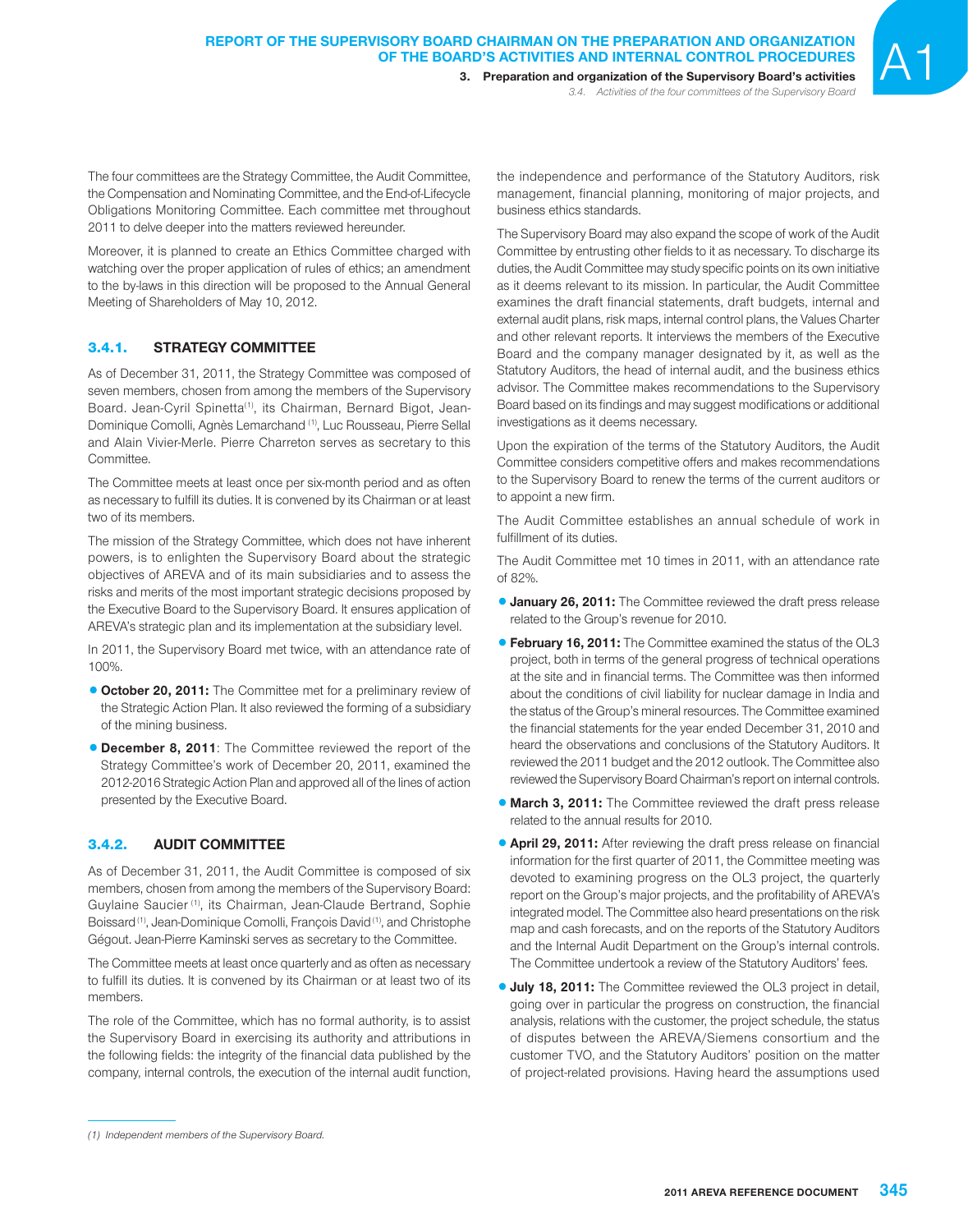The four committees are the Strategy Committee, the Audit Committee, the Compensation and Nominating Committee, and the End-of-Lifecycle Obligations Monitoring Committee. Each committee met throughout 2011 to delve deeper into the matters reviewed hereunder.

Moreover, it is planned to create an Ethics Committee charged with watching over the proper application of rules of ethics; an amendment to the by-laws in this direction will be proposed to the Annual General Meeting of Shareholders of May 10, 2012.

### 3.4.1. STRATEGY COMMITTEE

As of December 31, 2011, the Strategy Committee was composed of seven members, chosen from among the members of the Supervisory Board. Jean-Cyril Spinetta[1], its Chairman, Bernard Bigot, Jean-Dominique Comolli, Agnès Lemarchand[1], Luc Rousseau, Pierre Sellal and Alain Vivier-Merle. Pierre Charreton serves as secretary to this Committee.

The Committee meets at least once per six-month period and as often as necessary to fulfill its duties. It is convened by its Chairman or at least two of its members.

The mission of the Strategy Committee, which does not have inherent powers, is to enlighten the Supervisory Board about the strategic objectives of AREVA and of its main subsidiaries and to assess the risks and merits of the most important strategic decisions proposed by the Executive Board to the Supervisory Board. It ensures application of AREVA's strategic plan and its implementation at the subsidiary level.

In 2011, the Supervisory Board met twice, with an attendance rate of 100%.

- **October 20, 2011:** The Committee met for a preliminary review of the Strategic Action Plan. It also reviewed the forming of a subsidiary of the mining business.
- **December 8, 2011**: The Committee reviewed the report of the Strategy Committee's work of December 20, 2011, examined the 2012-2016 Strategic Action Plan and approved all of the lines of action presented by the Executive Board.

### 3.4.2. AUDIT COMMITTEE

As of December 31, 2011, the Audit Committee is composed of six members, chosen from among the members of the Supervisory Board: Guylaine Saucier[1], its Chairman, Jean-Claude Bertrand, Sophie Boissard[1], Jean-Dominique Comolli, François David[1], and Christophe Gégout. Jean-Pierre Kaminski serves as secretary to the Committee.

The Committee meets at least once quarterly and as often as necessary to fulfill its duties. It is convened by its Chairman or at least two of its members.

The role of the Committee, which has no formal authority, is to assist the Supervisory Board in exercising its authority and attributions in the following fields: the integrity of the financial data published by the company, internal controls, the execution of the internal audit function, the independence and performance of the Statutory Auditors, risk management, financial planning, monitoring of major projects, and business ethics standards.

The Supervisory Board may also expand the scope of work of the Audit Committee by entrusting other fields to it as necessary. To discharge its duties, the Audit Committee may study specific points on its own initiative as it deems relevant to its mission. In particular, the Audit Committee examines the draft financial statements, draft budgets, internal and external audit plans, risk maps, internal control plans, the Values Charter and other relevant reports. It interviews the members of the Executive Board and the company manager designated by it, as well as the Statutory Auditors, the head of internal audit, and the business ethics advisor. The Committee makes recommendations to the Supervisory Board based on its findings and may suggest modifications or additional investigations as it deems necessary.

Upon the expiration of the terms of the Statutory Auditors, the Audit Committee considers competitive offers and makes recommendations to the Supervisory Board to renew the terms of the current auditors or to appoint a new firm.

The Audit Committee establishes an annual schedule of work in fulfillment of its duties.

The Audit Committee met 10 times in 2011, with an attendance rate of 82%.

- **January 26, 2011:** The Committee reviewed the draft press release related to the Group's revenue for 2010.
- **February 16, 2011:** The Committee examined the status of the OL3 project, both in terms of the general progress of technical operations at the site and in financial terms. The Committee was then informed about the conditions of civil liability for nuclear damage in India and the status of the Group's mineral resources. The Committee examined the financial statements for the year ended December 31, 2010 and heard the observations and conclusions of the Statutory Auditors. It reviewed the 2011 budget and the 2012 outlook. The Committee also reviewed the Supervisory Board Chairman's report on internal controls.
- **March 3, 2011:** The Committee reviewed the draft press release related to the annual results for 2010.
- **April 29, 2011:** After reviewing the draft press release on financial information for the first quarter of 2011, the Committee meeting was devoted to examining progress on the OL3 project, the quarterly report on the Group's major projects, and the profitability of AREVA's integrated model. The Committee also heard presentations on the risk map and cash forecasts, and on the reports of the Statutory Auditors and the Internal Audit Department on the Group's internal controls. The Committee undertook a review of the Statutory Auditors' fees.
- **July 18, 2011:** The Committee reviewed the OL3 project in detail, going over in particular the progress on construction, the financial analysis, relations with the customer, the project schedule, the status of disputes between the AREVA/Siemens consortium and the customer TVO, and the Statutory Auditors' position on the matter of project-related provisions. Having heard the assumptions used

(1) Independent members of the Supervisory Board.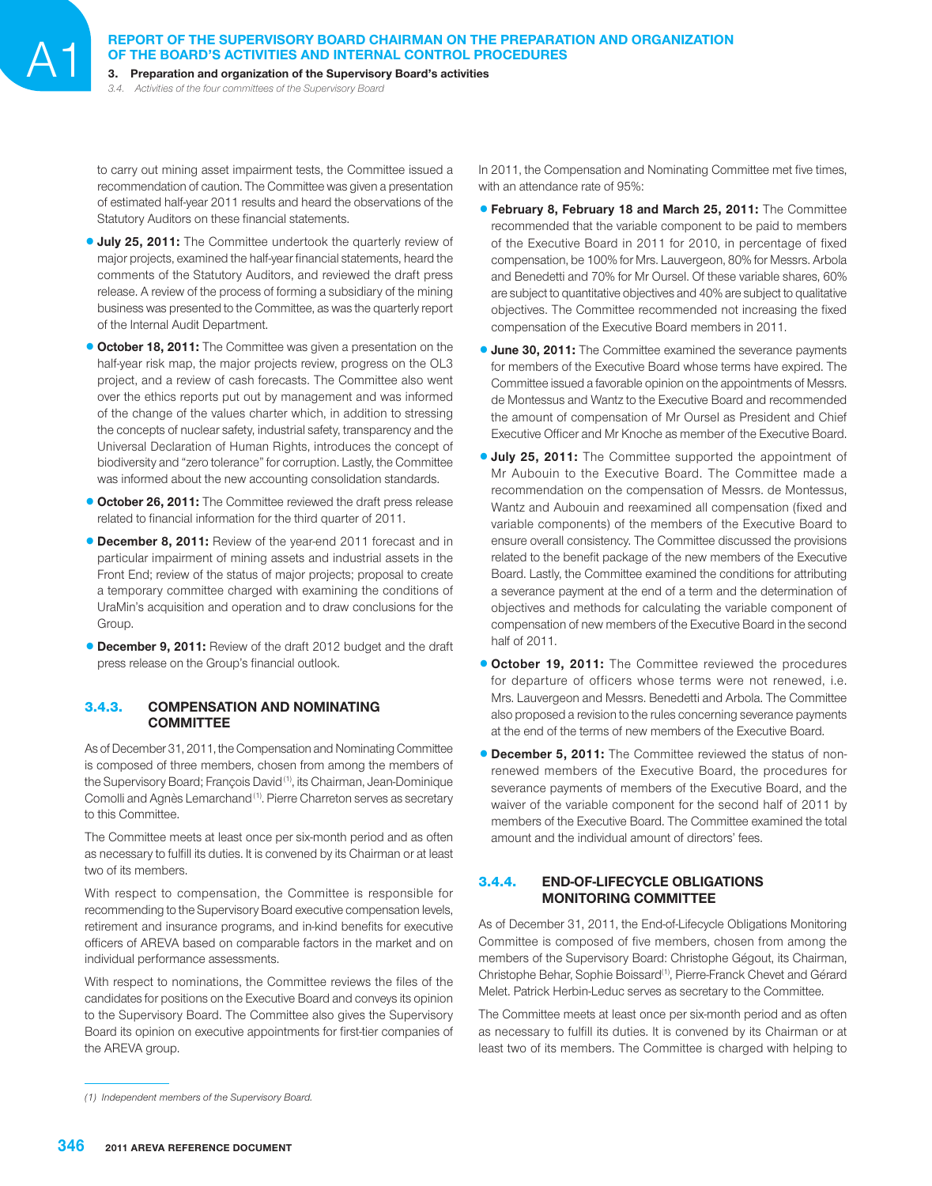to carry out mining asset impairment tests, the Committee issued a recommendation of caution. The Committee was given a presentation of estimated half-year 2011 results and heard the observations of the Statutory Auditors on these financial statements.

- **July 25, 2011:** The Committee undertook the quarterly review of major projects, examined the half-year financial statements, heard the comments of the Statutory Auditors, and reviewed the draft press release. A review of the process of forming a subsidiary of the mining business was presented to the Committee, as was the quarterly report of the Internal Audit Department.
- **October 18, 2011:** The Committee was given a presentation on the half-year risk map, the major projects review, progress on the OL3 project, and a review of cash forecasts. The Committee also went over the ethics reports put out by management and was informed of the change of the values charter which, in addition to stressing the concepts of nuclear safety, industrial safety, transparency and the Universal Declaration of Human Rights, introduces the concept of biodiversity and "zero tolerance" for corruption. Lastly, the Committee was informed about the new accounting consolidation standards.
- **October 26, 2011:** The Committee reviewed the draft press release related to financial information for the third quarter of 2011.
- **December 8, 2011:** Review of the year-end 2011 forecast and in particular impairment of mining assets and industrial assets in the Front End; review of the status of major projects; proposal to create a temporary committee charged with examining the conditions of UraMin's acquisition and operation and to draw conclusions for the Group.
- **December 9, 2011:** Review of the draft 2012 budget and the draft press release on the Group's financial outlook.

### 3.4.3. COMPENSATION AND NOMINATING COMMITTEE

As of December 31, 2011, the Compensation and Nominating Committee is composed of three members, chosen from among the members of the Supervisory Board; François David[1], its Chairman, Jean-Dominique Comolli and Agnès Lemarchand[1]. Pierre Charreton serves as secretary to this Committee.

The Committee meets at least once per six-month period and as often as necessary to fulfill its duties. It is convened by its Chairman or at least two of its members.

With respect to compensation, the Committee is responsible for recommending to the Supervisory Board executive compensation levels, retirement and insurance programs, and in-kind benefits for executive officers of AREVA based on comparable factors in the market and on individual performance assessments.

With respect to nominations, the Committee reviews the files of the candidates for positions on the Executive Board and conveys its opinion to the Supervisory Board. The Committee also gives the Supervisory Board its opinion on executive appointments for first-tier companies of the AREVA group.

In 2011, the Compensation and Nominating Committee met five times, with an attendance rate of 95%:

- **February 8, February 18 and March 25, 2011:** The Committee recommended that the variable component to be paid to members of the Executive Board in 2011 for 2010, in percentage of fixed compensation, be 100% for Mrs. Lauvergeon, 80% for Messrs. Arbola and Benedetti and 70% for Mr Oursel. Of these variable shares, 60% are subject to quantitative objectives and 40% are subject to qualitative objectives. The Committee recommended not increasing the fixed compensation of the Executive Board members in 2011.
- **June 30, 2011:** The Committee examined the severance payments for members of the Executive Board whose terms have expired. The Committee issued a favorable opinion on the appointments of Messrs. de Montessus and Wantz to the Executive Board and recommended the amount of compensation of Mr Oursel as President and Chief Executive Officer and Mr Knoche as member of the Executive Board.
- **July 25, 2011:** The Committee supported the appointment of Mr Aubouin to the Executive Board. The Committee made a recommendation on the compensation of Messrs. de Montessus, Wantz and Aubouin and reexamined all compensation (fixed and variable components) of the members of the Executive Board to ensure overall consistency. The Committee discussed the provisions related to the benefit package of the new members of the Executive Board. Lastly, the Committee examined the conditions for attributing a severance payment at the end of a term and the determination of objectives and methods for calculating the variable component of compensation of new members of the Executive Board in the second half of 2011.
- **October 19, 2011:** The Committee reviewed the procedures for departure of officers whose terms were not renewed, i.e. Mrs. Lauvergeon and Messrs. Benedetti and Arbola. The Committee also proposed a revision to the rules concerning severance payments at the end of the terms of new members of the Executive Board.
- **December 5, 2011:** The Committee reviewed the status of non-renewed members of the Executive Board, the procedures for severance payments of members of the Executive Board, and the waiver of the variable component for the second half of 2011 by members of the Executive Board. The Committee examined the total amount and the individual amount of directors' fees.

### 3.4.4. END-OF-LIFECYCLE OBLIGATIONS MONITORING COMMITTEE

As of December 31, 2011, the End-of-Lifecycle Obligations Monitoring Committee is composed of five members, chosen from among the members of the Supervisory Board: Christophe Gégout, its Chairman, Christophe Behar, Sophie Boissard[1], Pierre-Franck Chevet and Gérard Melet. Patrick Herbin-Leduc serves as secretary to the Committee.

The Committee meets at least once per six-month period and as often as necessary to fulfill its duties. It is convened by its Chairman or at least two of its members. The Committee is charged with helping to

(1) Independent members of the Supervisory Board.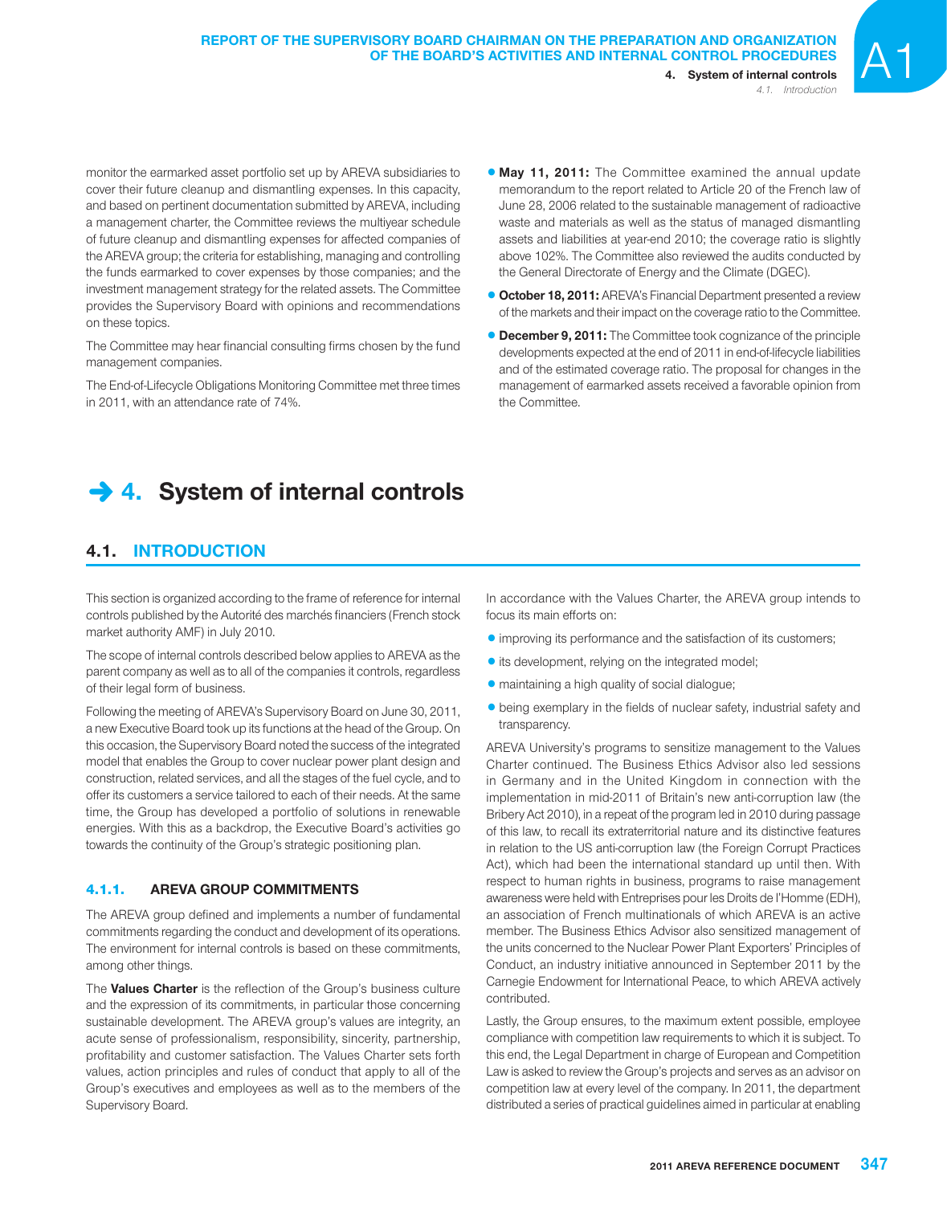monitor the earmarked asset portfolio set up by AREVA subsidiaries to cover their future cleanup and dismantling expenses. In this capacity, and based on pertinent documentation submitted by AREVA, including a management charter, the Committee reviews the multiyear schedule of future cleanup and dismantling expenses for affected companies of the AREVA group; the criteria for establishing, managing and controlling the funds earmarked to cover expenses by those companies; and the investment management strategy for the related assets. The Committee provides the Supervisory Board with opinions and recommendations on these topics.

The Committee may hear financial consulting firms chosen by the fund management companies.

The End-of-Lifecycle Obligations Monitoring Committee met three times in 2011, with an attendance rate of 74%.

- **May 11, 2011:** The Committee examined the annual update memorandum to the report related to Article 20 of the French law of June 28, 2006 related to the sustainable management of radioactive waste and materials as well as the status of managed dismantling assets and liabilities at year-end 2010; the coverage ratio is slightly above 102%. The Committee also reviewed the audits conducted by the General Directorate of Energy and the Climate (DGEC).
- **October 18, 2011:** AREVA's Financial Department presented a review of the markets and their impact on the coverage ratio to the Committee.
- **December 9, 2011:** The Committee took cognizance of the principle developments expected at the end of 2011 in end-of-lifecycle liabilities and of the estimated coverage ratio. The proposal for changes in the management of earmarked assets received a favorable opinion from the Committee.

# 4. System of internal controls

## 4.1. INTRODUCTION

This section is organized according to the frame of reference for internal controls published by the Autorité des marchés financiers (French stock market authority AMF) in July 2010.

The scope of internal controls described below applies to AREVA as the parent company as well as to all of the companies it controls, regardless of their legal form of business.

Following the meeting of AREVA's Supervisory Board on June 30, 2011, a new Executive Board took up its functions at the head of the Group. On this occasion, the Supervisory Board noted the success of the integrated model that enables the Group to cover nuclear power plant design and construction, related services, and all the stages of the fuel cycle, and to offer its customers a service tailored to each of their needs. At the same time, the Group has developed a portfolio of solutions in renewable energies. With this as a backdrop, the Executive Board's activities go towards the continuity of the Group's strategic positioning plan.

### 4.1.1. AREVA GROUP COMMITMENTS

The AREVA group defined and implements a number of fundamental commitments regarding the conduct and development of its operations. The environment for internal controls is based on these commitments, among other things.

The **Values Charter** is the reflection of the Group's business culture and the expression of its commitments, in particular those concerning sustainable development. The AREVA group's values are integrity, an acute sense of professionalism, responsibility, sincerity, partnership, profitability and customer satisfaction. The Values Charter sets forth values, action principles and rules of conduct that apply to all of the Group's executives and employees as well as to the members of the Supervisory Board.

In accordance with the Values Charter, the AREVA group intends to focus its main efforts on:

- improving its performance and the satisfaction of its customers;
- its development, relying on the integrated model;
- maintaining a high quality of social dialogue;
- being exemplary in the fields of nuclear safety, industrial safety and transparency.

AREVA University's programs to sensitize management to the Values Charter continued. The Business Ethics Advisor also led sessions in Germany and in the United Kingdom in connection with the implementation in mid-2011 of Britain's new anti-corruption law (the Bribery Act 2010), in a repeat of the program led in 2010 during passage of this law, to recall its extraterritorial nature and its distinctive features in relation to the US anti-corruption law (the Foreign Corrupt Practices Act), which had been the international standard up until then. With respect to human rights in business, programs to raise management awareness were held with Entreprises pour les Droits de l'Homme (EDH), an association of French multinationals of which AREVA is an active member. The Business Ethics Advisor also sensitized management of the units concerned to the Nuclear Power Plant Exporters' Principles of Conduct, an industry initiative announced in September 2011 by the Carnegie Endowment for International Peace, to which AREVA actively contributed.

Lastly, the Group ensures, to the maximum extent possible, employee compliance with competition law requirements to which it is subject. To this end, the Legal Department in charge of European and Competition Law is asked to review the Group's projects and serves as an advisor on competition law at every level of the company. In 2011, the department distributed a series of practical guidelines aimed in particular at enabling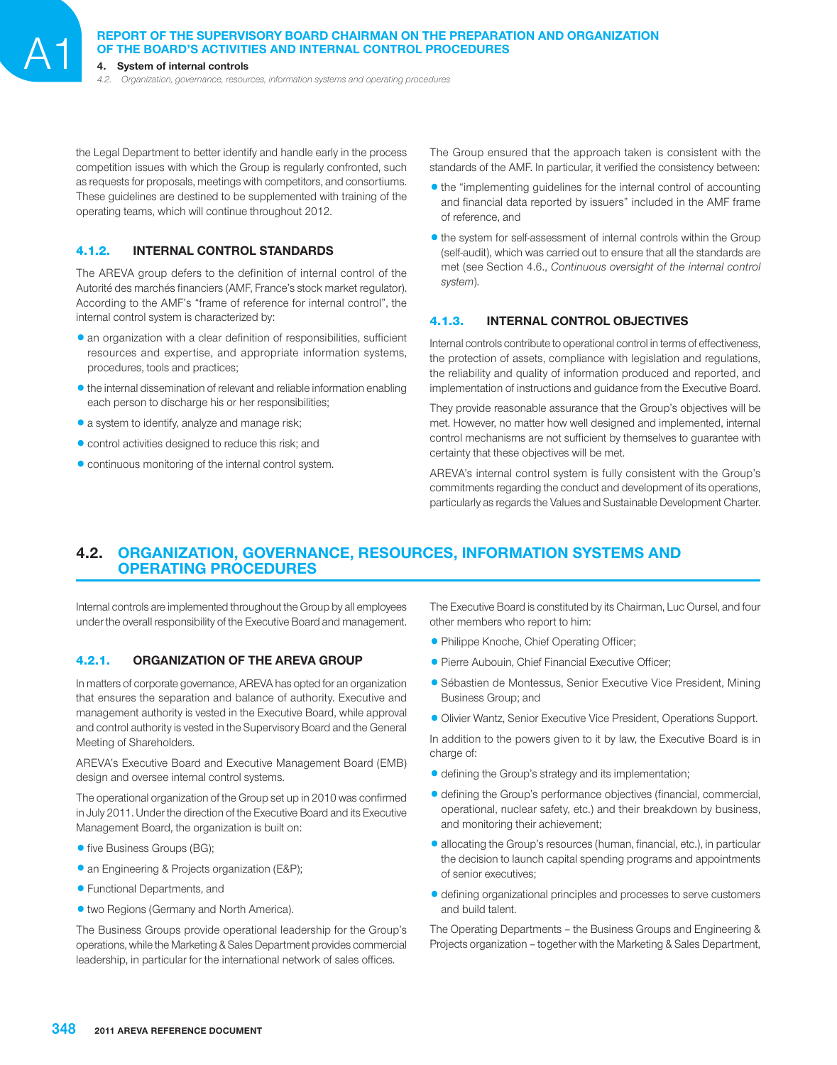the Legal Department to better identify and handle early in the process competition issues with which the Group is regularly confronted, such as requests for proposals, meetings with competitors, and consortiums. These guidelines are destined to be supplemented with training of the operating teams, which will continue throughout 2012.

### 4.1.2. INTERNAL CONTROL STANDARDS

The AREVA group defers to the definition of internal control of the Autorité des marchés financiers (AMF, France's stock market regulator). According to the AMF's "frame of reference for internal control", the internal control system is characterized by:

- an organization with a clear definition of responsibilities, sufficient resources and expertise, and appropriate information systems, procedures, tools and practices;
- the internal dissemination of relevant and reliable information enabling each person to discharge his or her responsibilities;
- a system to identify, analyze and manage risk;
- control activities designed to reduce this risk; and
- continuous monitoring of the internal control system.

The Group ensured that the approach taken is consistent with the standards of the AMF. In particular, it verified the consistency between:

- the "implementing guidelines for the internal control of accounting and financial data reported by issuers" included in the AMF frame of reference, and
- the system for self-assessment of internal controls within the Group (self-audit), which was carried out to ensure that all the standards are met (see Section 4.6., *Continuous oversight of the internal control system*).

### 4.1.3. INTERNAL CONTROL OBJECTIVES

Internal controls contribute to operational control in terms of effectiveness, the protection of assets, compliance with legislation and regulations, the reliability and quality of information produced and reported, and implementation of instructions and guidance from the Executive Board.

They provide reasonable assurance that the Group's objectives will be met. However, no matter how well designed and implemented, internal control mechanisms are not sufficient by themselves to guarantee with certainty that these objectives will be met.

AREVA's internal control system is fully consistent with the Group's commitments regarding the conduct and development of its operations, particularly as regards the Values and Sustainable Development Charter.

## 4.2. ORGANIZATION, GOVERNANCE, RESOURCES, INFORMATION SYSTEMS AND OPERATING PROCEDURES

Internal controls are implemented throughout the Group by all employees under the overall responsibility of the Executive Board and management.

### 4.2.1. ORGANIZATION OF THE AREVA GROUP

In matters of corporate governance, AREVA has opted for an organization that ensures the separation and balance of authority. Executive and management authority is vested in the Executive Board, while approval and control authority is vested in the Supervisory Board and the General Meeting of Shareholders.

AREVA's Executive Board and Executive Management Board (EMB) design and oversee internal control systems.

The operational organization of the Group set up in 2010 was confirmed in July 2011. Under the direction of the Executive Board and its Executive Management Board, the organization is built on:

- five Business Groups (BG);
- an Engineering & Projects organization (E&P);
- Functional Departments, and
- two Regions (Germany and North America).

The Business Groups provide operational leadership for the Group's operations, while the Marketing & Sales Department provides commercial leadership, in particular for the international network of sales offices.

The Executive Board is constituted by its Chairman, Luc Oursel, and four other members who report to him:

- Philippe Knoche, Chief Operating Officer;
- Pierre Aubouin, Chief Financial Executive Officer;
- Sébastien de Montessus, Senior Executive Vice President, Mining Business Group; and
- Olivier Wantz, Senior Executive Vice President, Operations Support.

In addition to the powers given to it by law, the Executive Board is in charge of:

- defining the Group's strategy and its implementation;
- defining the Group's performance objectives (financial, commercial, operational, nuclear safety, etc.) and their breakdown by business, and monitoring their achievement;
- allocating the Group's resources (human, financial, etc.), in particular the decision to launch capital spending programs and appointments of senior executives;
- defining organizational principles and processes to serve customers and build talent.

The Operating Departments – the Business Groups and Engineering & Projects organization – together with the Marketing & Sales Department,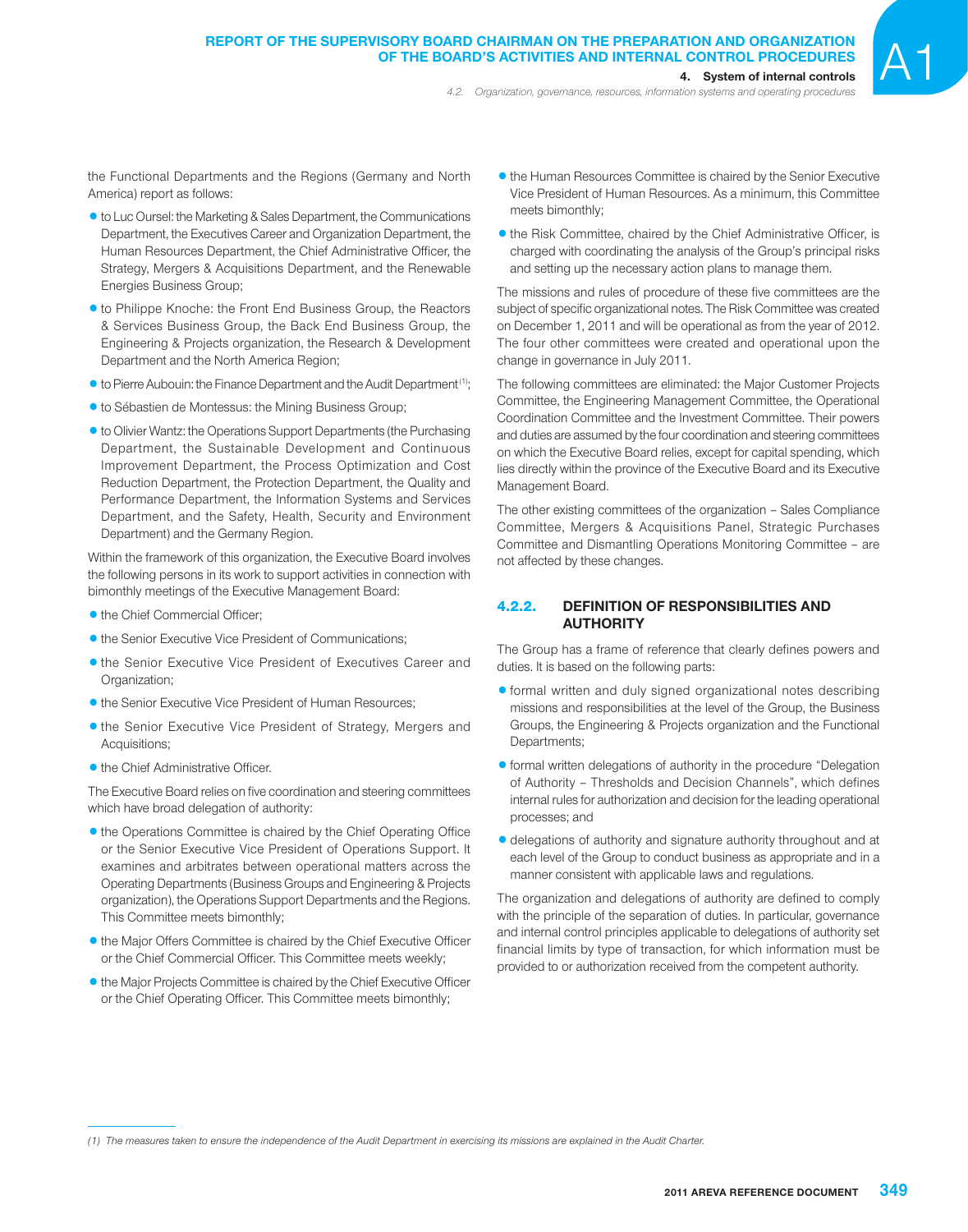the Functional Departments and the Regions (Germany and North America) report as follows:

- to Luc Oursel: the Marketing & Sales Department, the Communications Department, the Executives Career and Organization Department, the Human Resources Department, the Chief Administrative Officer, the Strategy, Mergers & Acquisitions Department, and the Renewable Energies Business Group;
- to Philippe Knoche: the Front End Business Group, the Reactors & Services Business Group, the Back End Business Group, the Engineering & Projects organization, the Research & Development Department and the North America Region;
- to Pierre Aubouin: the Finance Department and the Audit Department[1];
- to Sébastien de Montessus: the Mining Business Group;
- to Olivier Wantz: the Operations Support Departments (the Purchasing Department, the Sustainable Development and Continuous Improvement Department, the Process Optimization and Cost Reduction Department, the Protection Department, the Quality and Performance Department, the Information Systems and Services Department, and the Safety, Health, Security and Environment Department) and the Germany Region.

Within the framework of this organization, the Executive Board involves the following persons in its work to support activities in connection with bimonthly meetings of the Executive Management Board:

- the Chief Commercial Officer;
- the Senior Executive Vice President of Communications;
- the Senior Executive Vice President of Executives Career and Organization;
- the Senior Executive Vice President of Human Resources;
- the Senior Executive Vice President of Strategy, Mergers and Acquisitions;
- the Chief Administrative Officer.

The Executive Board relies on five coordination and steering committees which have broad delegation of authority:

- the Operations Committee is chaired by the Chief Operating Office or the Senior Executive Vice President of Operations Support. It examines and arbitrates between operational matters across the Operating Departments (Business Groups and Engineering & Projects organization), the Operations Support Departments and the Regions. This Committee meets bimonthly;
- the Major Offers Committee is chaired by the Chief Executive Officer or the Chief Commercial Officer. This Committee meets weekly;
- the Major Projects Committee is chaired by the Chief Executive Officer or the Chief Operating Officer. This Committee meets bimonthly;
- the Human Resources Committee is chaired by the Senior Executive Vice President of Human Resources. As a minimum, this Committee meets bimonthly;
- the Risk Committee, chaired by the Chief Administrative Officer, is charged with coordinating the analysis of the Group's principal risks and setting up the necessary action plans to manage them.

The missions and rules of procedure of these five committees are the subject of specific organizational notes. The Risk Committee was created on December 1, 2011 and will be operational as from the year of 2012. The four other committees were created and operational upon the change in governance in July 2011.

The following committees are eliminated: the Major Customer Projects Committee, the Engineering Management Committee, the Operational Coordination Committee and the Investment Committee. Their powers and duties are assumed by the four coordination and steering committees on which the Executive Board relies, except for capital spending, which lies directly within the province of the Executive Board and its Executive Management Board.

The other existing committees of the organization – Sales Compliance Committee, Mergers & Acquisitions Panel, Strategic Purchases Committee and Dismantling Operations Monitoring Committee – are not affected by these changes.

### 4.2.2. DEFINITION OF RESPONSIBILITIES AND AUTHORITY

The Group has a frame of reference that clearly defines powers and duties. It is based on the following parts:

- formal written and duly signed organizational notes describing missions and responsibilities at the level of the Group, the Business Groups, the Engineering & Projects organization and the Functional Departments;
- formal written delegations of authority in the procedure "Delegation of Authority – Thresholds and Decision Channels", which defines internal rules for authorization and decision for the leading operational processes; and
- delegations of authority and signature authority throughout and at each level of the Group to conduct business as appropriate and in a manner consistent with applicable laws and regulations.

The organization and delegations of authority are defined to comply with the principle of the separation of duties. In particular, governance and internal control principles applicable to delegations of authority set financial limits by type of transaction, for which information must be provided to or authorization received from the competent authority.

*(1) The measures taken to ensure the independence of the Audit Department in exercising its missions are explained in the Audit Charter.*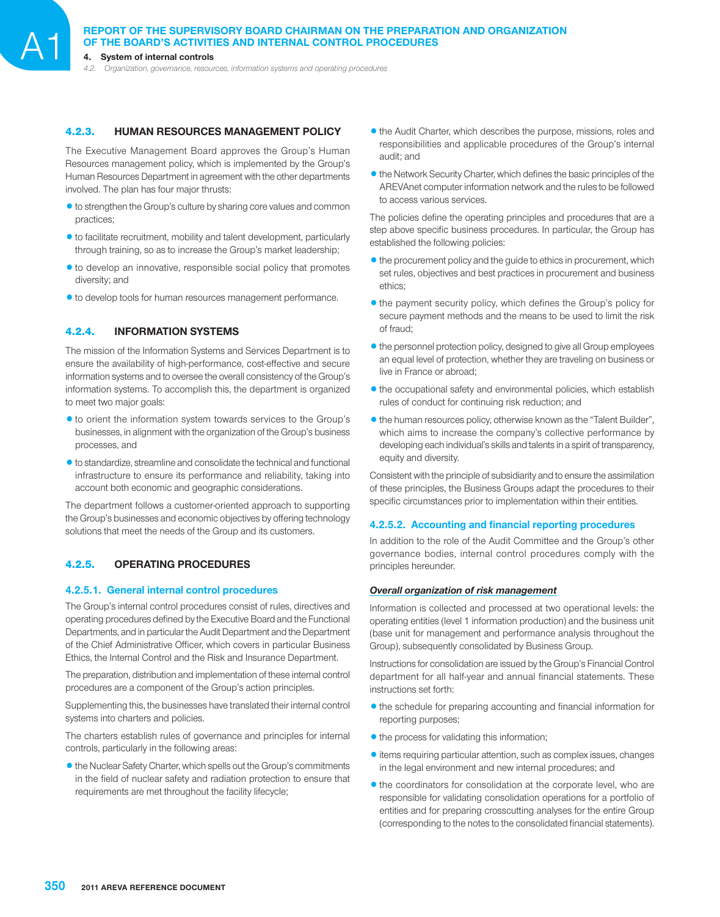### 4.2.3. HUMAN RESOURCES MANAGEMENT POLICY

The Executive Management Board approves the Group's Human Resources management policy, which is implemented by the Group's Human Resources Department in agreement with the other departments involved. The plan has four major thrusts:

- to strengthen the Group's culture by sharing core values and common practices;
- to facilitate recruitment, mobility and talent development, particularly through training, so as to increase the Group's market leadership;
- to develop an innovative, responsible social policy that promotes diversity; and
- to develop tools for human resources management performance.

### 4.2.4. INFORMATION SYSTEMS

The mission of the Information Systems and Services Department is to ensure the availability of high-performance, cost-effective and secure information systems and to oversee the overall consistency of the Group's information systems. To accomplish this, the department is organized to meet two major goals:

- to orient the information system towards services to the Group's businesses, in alignment with the organization of the Group's business processes, and
- to standardize, streamline and consolidate the technical and functional infrastructure to ensure its performance and reliability, taking into account both economic and geographic considerations.

The department follows a customer-oriented approach to supporting the Group's businesses and economic objectives by offering technology solutions that meet the needs of the Group and its customers.

### 4.2.5. OPERATING PROCEDURES

#### 4.2.5.1. General internal control procedures

The Group's internal control procedures consist of rules, directives and operating procedures defined by the Executive Board and the Functional Departments, and in particular the Audit Department and the Department of the Chief Administrative Officer, which covers in particular Business Ethics, the Internal Control and the Risk and Insurance Department.

The preparation, distribution and implementation of these internal control procedures are a component of the Group's action principles.

Supplementing this, the businesses have translated their internal control systems into charters and policies.

The charters establish rules of governance and principles for internal controls, particularly in the following areas:

- the Nuclear Safety Charter, which spells out the Group's commitments in the field of nuclear safety and radiation protection to ensure that requirements are met throughout the facility lifecycle;
- the Audit Charter, which describes the purpose, missions, roles and responsibilities and applicable procedures of the Group's internal audit; and
- the Network Security Charter, which defines the basic principles of the AREVAnet computer information network and the rules to be followed to access various services.

The policies define the operating principles and procedures that are a step above specific business procedures. In particular, the Group has established the following policies:

- the procurement policy and the guide to ethics in procurement, which set rules, objectives and best practices in procurement and business ethics;
- the payment security policy, which defines the Group's policy for secure payment methods and the means to be used to limit the risk of fraud;
- the personnel protection policy, designed to give all Group employees an equal level of protection, whether they are traveling on business or live in France or abroad;
- the occupational safety and environmental policies, which establish rules of conduct for continuing risk reduction; and
- the human resources policy, otherwise known as the "Talent Builder", which aims to increase the company's collective performance by developing each individual's skills and talents in a spirit of transparency, equity and diversity.

Consistent with the principle of subsidiarity and to ensure the assimilation of these principles, the Business Groups adapt the procedures to their specific circumstances prior to implementation within their entities.

#### 4.2.5.2. Accounting and financial reporting procedures

In addition to the role of the Audit Committee and the Group's other governance bodies, internal control procedures comply with the principles hereunder.

***Overall organization of risk management***

Information is collected and processed at two operational levels: the operating entities (level 1 information production) and the business unit (base unit for management and performance analysis throughout the Group), subsequently consolidated by Business Group.

Instructions for consolidation are issued by the Group's Financial Control department for all half-year and annual financial statements. These instructions set forth:

- the schedule for preparing accounting and financial information for reporting purposes;
- the process for validating this information;
- items requiring particular attention, such as complex issues, changes in the legal environment and new internal procedures; and
- the coordinators for consolidation at the corporate level, who are responsible for validating consolidation operations for a portfolio of entities and for preparing crosscutting analyses for the entire Group (corresponding to the notes to the consolidated financial statements).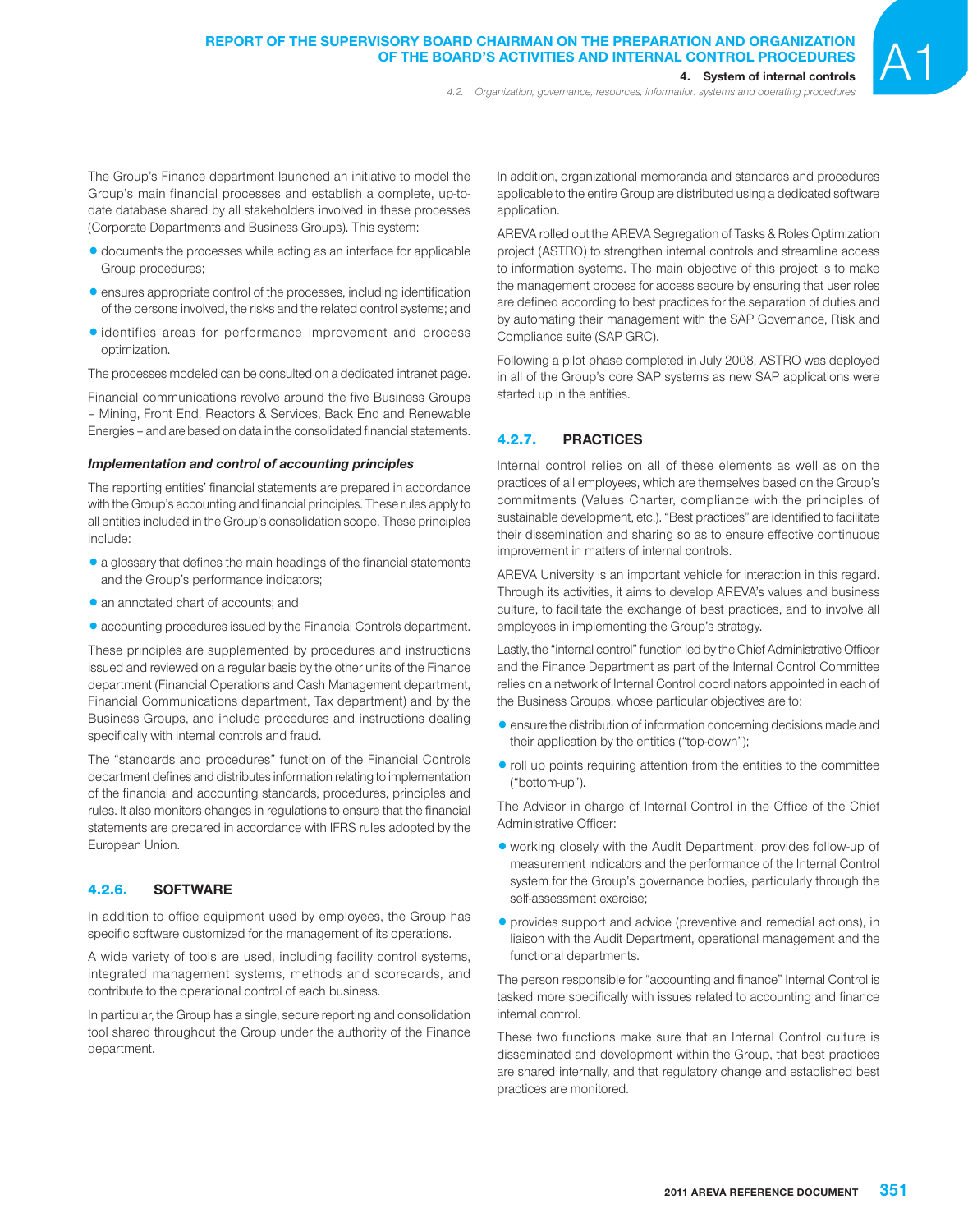The Group's Finance department launched an initiative to model the Group's main financial processes and establish a complete, up-to-date database shared by all stakeholders involved in these processes (Corporate Departments and Business Groups). This system:

- documents the processes while acting as an interface for applicable Group procedures;
- ensures appropriate control of the processes, including identification of the persons involved, the risks and the related control systems; and
- identifies areas for performance improvement and process optimization.

The processes modeled can be consulted on a dedicated intranet page.

Financial communications revolve around the five Business Groups – Mining, Front End, Reactors & Services, Back End and Renewable Energies – and are based on data in the consolidated financial statements.

***Implementation and control of accounting principles***

The reporting entities' financial statements are prepared in accordance with the Group's accounting and financial principles. These rules apply to all entities included in the Group's consolidation scope. These principles include:

- a glossary that defines the main headings of the financial statements and the Group's performance indicators;
- an annotated chart of accounts; and
- accounting procedures issued by the Financial Controls department.

These principles are supplemented by procedures and instructions issued and reviewed on a regular basis by the other units of the Finance department (Financial Operations and Cash Management department, Financial Communications department, Tax department) and by the Business Groups, and include procedures and instructions dealing specifically with internal controls and fraud.

The "standards and procedures" function of the Financial Controls department defines and distributes information relating to implementation of the financial and accounting standards, procedures, principles and rules. It also monitors changes in regulations to ensure that the financial statements are prepared in accordance with IFRS rules adopted by the European Union.

### 4.2.6. SOFTWARE

In addition to office equipment used by employees, the Group has specific software customized for the management of its operations.

A wide variety of tools are used, including facility control systems, integrated management systems, methods and scorecards, and contribute to the operational control of each business.

In particular, the Group has a single, secure reporting and consolidation tool shared throughout the Group under the authority of the Finance department.

In addition, organizational memoranda and standards and procedures applicable to the entire Group are distributed using a dedicated software application.

AREVA rolled out the AREVA Segregation of Tasks & Roles Optimization project (ASTRO) to strengthen internal controls and streamline access to information systems. The main objective of this project is to make the management process for access secure by ensuring that user roles are defined according to best practices for the separation of duties and by automating their management with the SAP Governance, Risk and Compliance suite (SAP GRC).

Following a pilot phase completed in July 2008, ASTRO was deployed in all of the Group's core SAP systems as new SAP applications were started up in the entities.

### 4.2.7. PRACTICES

Internal control relies on all of these elements as well as on the practices of all employees, which are themselves based on the Group's commitments (Values Charter, compliance with the principles of sustainable development, etc.). "Best practices" are identified to facilitate their dissemination and sharing so as to ensure effective continuous improvement in matters of internal controls.

AREVA University is an important vehicle for interaction in this regard. Through its activities, it aims to develop AREVA's values and business culture, to facilitate the exchange of best practices, and to involve all employees in implementing the Group's strategy.

Lastly, the "internal control" function led by the Chief Administrative Officer and the Finance Department as part of the Internal Control Committee relies on a network of Internal Control coordinators appointed in each of the Business Groups, whose particular objectives are to:

- ensure the distribution of information concerning decisions made and their application by the entities ("top-down");
- roll up points requiring attention from the entities to the committee ("bottom-up").

The Advisor in charge of Internal Control in the Office of the Chief Administrative Officer:

- working closely with the Audit Department, provides follow-up of measurement indicators and the performance of the Internal Control system for the Group's governance bodies, particularly through the self-assessment exercise;
- provides support and advice (preventive and remedial actions), in liaison with the Audit Department, operational management and the functional departments.

The person responsible for "accounting and finance" Internal Control is tasked more specifically with issues related to accounting and finance internal control.

These two functions make sure that an Internal Control culture is disseminated and development within the Group, that best practices are shared internally, and that regulatory change and established best practices are monitored.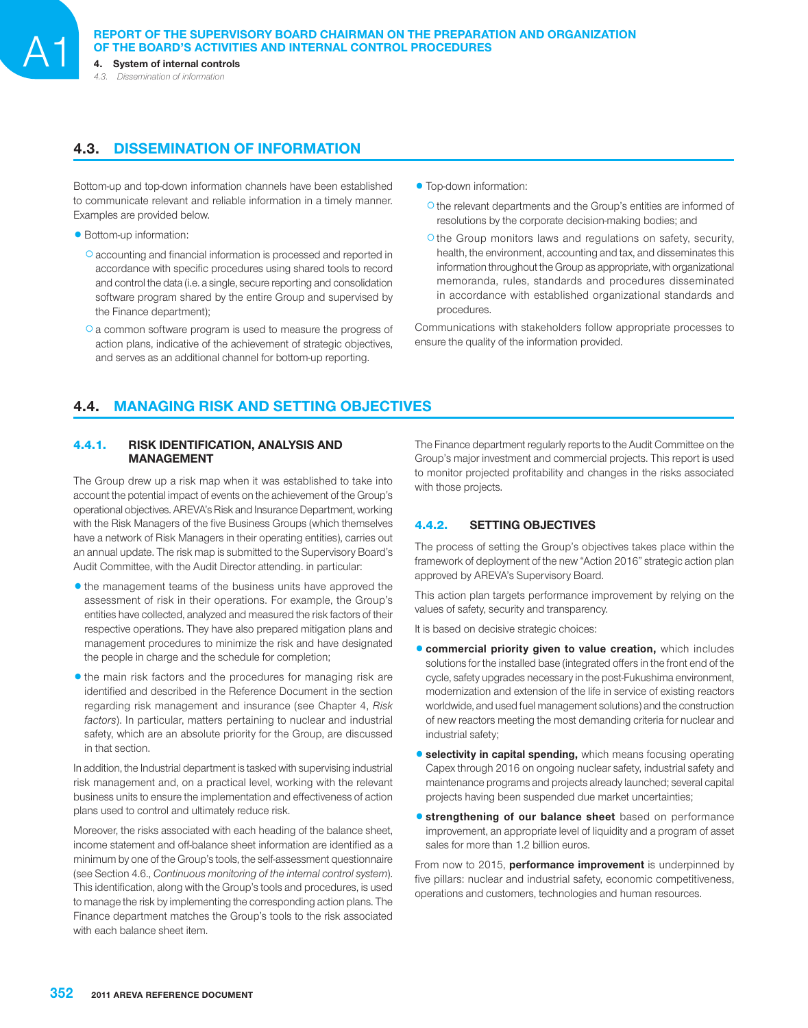## 4.3. DISSEMINATION OF INFORMATION

Bottom-up and top-down information channels have been established to communicate relevant and reliable information in a timely manner. Examples are provided below.

- Bottom-up information:
  - accounting and financial information is processed and reported in accordance with specific procedures using shared tools to record and control the data (i.e. a single, secure reporting and consolidation software program shared by the entire Group and supervised by the Finance department);
  - a common software program is used to measure the progress of action plans, indicative of the achievement of strategic objectives, and serves as an additional channel for bottom-up reporting.
- Top-down information:
  - the relevant departments and the Group's entities are informed of resolutions by the corporate decision-making bodies; and
  - the Group monitors laws and regulations on safety, security, health, the environment, accounting and tax, and disseminates this information throughout the Group as appropriate, with organizational memoranda, rules, standards and procedures disseminated in accordance with established organizational standards and procedures.

Communications with stakeholders follow appropriate processes to ensure the quality of the information provided.

## 4.4. MANAGING RISK AND SETTING OBJECTIVES

### 4.4.1. RISK IDENTIFICATION, ANALYSIS AND MANAGEMENT

The Group drew up a risk map when it was established to take into account the potential impact of events on the achievement of the Group's operational objectives. AREVA's Risk and Insurance Department, working with the Risk Managers of the five Business Groups (which themselves have a network of Risk Managers in their operating entities), carries out an annual update. The risk map is submitted to the Supervisory Board's Audit Committee, with the Audit Director attending. in particular:

- the management teams of the business units have approved the assessment of risk in their operations. For example, the Group's entities have collected, analyzed and measured the risk factors of their respective operations. They have also prepared mitigation plans and management procedures to minimize the risk and have designated the people in charge and the schedule for completion;
- the main risk factors and the procedures for managing risk are identified and described in the Reference Document in the section regarding risk management and insurance (see Chapter 4, *Risk factors*). In particular, matters pertaining to nuclear and industrial safety, which are an absolute priority for the Group, are discussed in that section.

In addition, the Industrial department is tasked with supervising industrial risk management and, on a practical level, working with the relevant business units to ensure the implementation and effectiveness of action plans used to control and ultimately reduce risk.

Moreover, the risks associated with each heading of the balance sheet, income statement and off-balance sheet information are identified as a minimum by one of the Group's tools, the self-assessment questionnaire (see Section 4.6., *Continuous monitoring of the internal control system*). This identification, along with the Group's tools and procedures, is used to manage the risk by implementing the corresponding action plans. The Finance department matches the Group's tools to the risk associated with each balance sheet item.

The Finance department regularly reports to the Audit Committee on the Group's major investment and commercial projects. This report is used to monitor projected profitability and changes in the risks associated with those projects.

### 4.4.2. SETTING OBJECTIVES

The process of setting the Group's objectives takes place within the framework of deployment of the new "Action 2016" strategic action plan approved by AREVA's Supervisory Board.

This action plan targets performance improvement by relying on the values of safety, security and transparency.

It is based on decisive strategic choices:

- **commercial priority given to value creation,** which includes solutions for the installed base (integrated offers in the front end of the cycle, safety upgrades necessary in the post-Fukushima environment, modernization and extension of the life in service of existing reactors worldwide, and used fuel management solutions) and the construction of new reactors meeting the most demanding criteria for nuclear and industrial safety;
- **selectivity in capital spending,** which means focusing operating Capex through 2016 on ongoing nuclear safety, industrial safety and maintenance programs and projects already launched; several capital projects having been suspended due market uncertainties;
- **strengthening of our balance sheet** based on performance improvement, an appropriate level of liquidity and a program of asset sales for more than 1.2 billion euros.

From now to 2015, **performance improvement** is underpinned by five pillars: nuclear and industrial safety, economic competitiveness, operations and customers, technologies and human resources.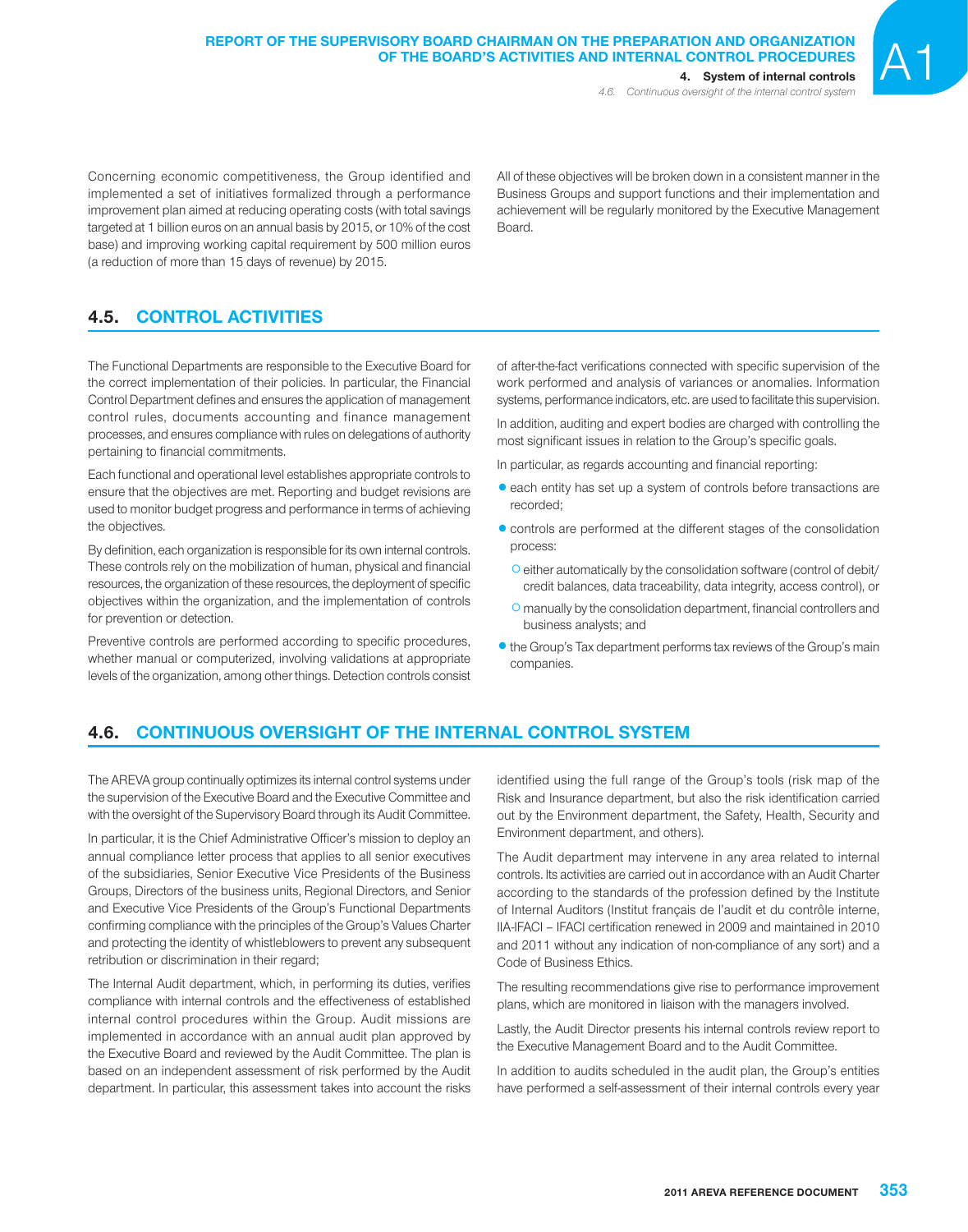Concerning economic competitiveness, the Group identified and implemented a set of initiatives formalized through a performance improvement plan aimed at reducing operating costs (with total savings targeted at 1 billion euros on an annual basis by 2015, or 10% of the cost base) and improving working capital requirement by 500 million euros (a reduction of more than 15 days of revenue) by 2015.

All of these objectives will be broken down in a consistent manner in the Business Groups and support functions and their implementation and achievement will be regularly monitored by the Executive Management Board.

## 4.5. CONTROL ACTIVITIES

The Functional Departments are responsible to the Executive Board for the correct implementation of their policies. In particular, the Financial Control Department defines and ensures the application of management control rules, documents accounting and finance management processes, and ensures compliance with rules on delegations of authority pertaining to financial commitments.

Each functional and operational level establishes appropriate controls to ensure that the objectives are met. Reporting and budget revisions are used to monitor budget progress and performance in terms of achieving the objectives.

By definition, each organization is responsible for its own internal controls. These controls rely on the mobilization of human, physical and financial resources, the organization of these resources, the deployment of specific objectives within the organization, and the implementation of controls for prevention or detection.

Preventive controls are performed according to specific procedures, whether manual or computerized, involving validations at appropriate levels of the organization, among other things. Detection controls consist of after-the-fact verifications connected with specific supervision of the work performed and analysis of variances or anomalies. Information systems, performance indicators, etc. are used to facilitate this supervision.

In addition, auditing and expert bodies are charged with controlling the most significant issues in relation to the Group's specific goals.

In particular, as regards accounting and financial reporting:

- each entity has set up a system of controls before transactions are recorded;
- controls are performed at the different stages of the consolidation process:
  - either automatically by the consolidation software (control of debit/credit balances, data traceability, data integrity, access control), or
  - manually by the consolidation department, financial controllers and business analysts; and
- the Group's Tax department performs tax reviews of the Group's main companies.

## 4.6. CONTINUOUS OVERSIGHT OF THE INTERNAL CONTROL SYSTEM

The AREVA group continually optimizes its internal control systems under the supervision of the Executive Board and the Executive Committee and with the oversight of the Supervisory Board through its Audit Committee.

In particular, it is the Chief Administrative Officer's mission to deploy an annual compliance letter process that applies to all senior executives of the subsidiaries, Senior Executive Vice Presidents of the Business Groups, Directors of the business units, Regional Directors, and Senior and Executive Vice Presidents of the Group's Functional Departments confirming compliance with the principles of the Group's Values Charter and protecting the identity of whistleblowers to prevent any subsequent retribution or discrimination in their regard;

The Internal Audit department, which, in performing its duties, verifies compliance with internal controls and the effectiveness of established internal control procedures within the Group. Audit missions are implemented in accordance with an annual audit plan approved by the Executive Board and reviewed by the Audit Committee. The plan is based on an independent assessment of risk performed by the Audit department. In particular, this assessment takes into account the risks identified using the full range of the Group's tools (risk map of the Risk and Insurance department, but also the risk identification carried out by the Environment department, the Safety, Health, Security and Environment department, and others).

The Audit department may intervene in any area related to internal controls. Its activities are carried out in accordance with an Audit Charter according to the standards of the profession defined by the Institute of Internal Auditors (Institut français de l'audit et du contrôle interne, IIA-IFACI – IFACI certification renewed in 2009 and maintained in 2010 and 2011 without any indication of non-compliance of any sort) and a Code of Business Ethics.

The resulting recommendations give rise to performance improvement plans, which are monitored in liaison with the managers involved.

Lastly, the Audit Director presents his internal controls review report to the Executive Management Board and to the Audit Committee.

In addition to audits scheduled in the audit plan, the Group's entities have performed a self-assessment of their internal controls every year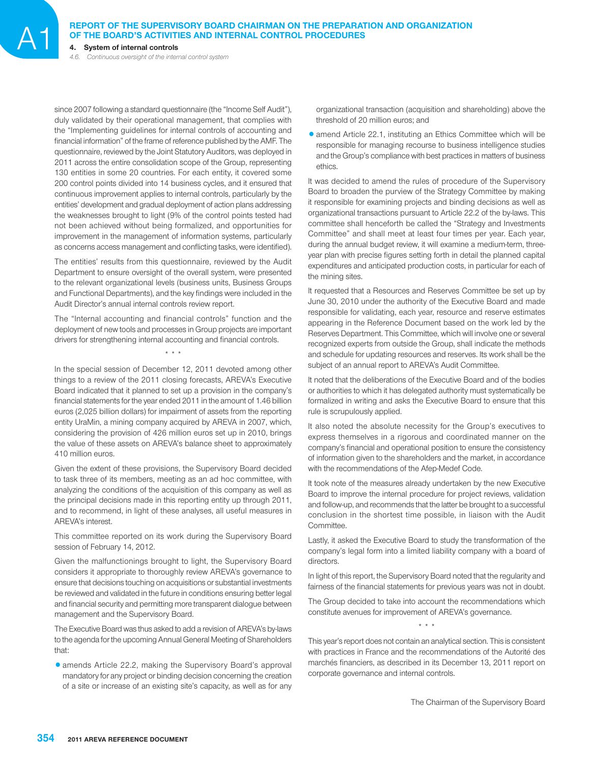since 2007 following a standard questionnaire (the "Income Self Audit"), duly validated by their operational management, that complies with the "Implementing guidelines for internal controls of accounting and financial information" of the frame of reference published by the AMF. The questionnaire, reviewed by the Joint Statutory Auditors, was deployed in 2011 across the entire consolidation scope of the Group, representing 130 entities in some 20 countries. For each entity, it covered some 200 control points divided into 14 business cycles, and it ensured that continuous improvement applies to internal controls, particularly by the entities' development and gradual deployment of action plans addressing the weaknesses brought to light (9% of the control points tested had not been achieved without being formalized, and opportunities for improvement in the management of information systems, particularly as concerns access management and conflicting tasks, were identified).

The entities' results from this questionnaire, reviewed by the Audit Department to ensure oversight of the overall system, were presented to the relevant organizational levels (business units, Business Groups and Functional Departments), and the key findings were included in the Audit Director's annual internal controls review report.

The "Internal accounting and financial controls" function and the deployment of new tools and processes in Group projects are important drivers for strengthening internal accounting and financial controls.

\* \* \*

In the special session of December 12, 2011 devoted among other things to a review of the 2011 closing forecasts, AREVA's Executive Board indicated that it planned to set up a provision in the company's financial statements for the year ended 2011 in the amount of 1.46 billion euros (2,025 billion dollars) for impairment of assets from the reporting entity UraMin, a mining company acquired by AREVA in 2007, which, considering the provision of 426 million euros set up in 2010, brings the value of these assets on AREVA's balance sheet to approximately 410 million euros.

Given the extent of these provisions, the Supervisory Board decided to task three of its members, meeting as an ad hoc committee, with analyzing the conditions of the acquisition of this company as well as the principal decisions made in this reporting entity up through 2011, and to recommend, in light of these analyses, all useful measures in AREVA's interest.

This committee reported on its work during the Supervisory Board session of February 14, 2012.

Given the malfunctionings brought to light, the Supervisory Board considers it appropriate to thoroughly review AREVA's governance to ensure that decisions touching on acquisitions or substantial investments be reviewed and validated in the future in conditions ensuring better legal and financial security and permitting more transparent dialogue between management and the Supervisory Board.

The Executive Board was thus asked to add a revision of AREVA's by-laws to the agenda for the upcoming Annual General Meeting of Shareholders that:

- amends Article 22.2, making the Supervisory Board's approval mandatory for any project or binding decision concerning the creation of a site or increase of an existing site's capacity, as well as for any organizational transaction (acquisition and shareholding) above the threshold of 20 million euros; and
- amend Article 22.1, instituting an Ethics Committee which will be responsible for managing recourse to business intelligence studies and the Group's compliance with best practices in matters of business ethics.

It was decided to amend the rules of procedure of the Supervisory Board to broaden the purview of the Strategy Committee by making it responsible for examining projects and binding decisions as well as organizational transactions pursuant to Article 22.2 of the by-laws. This committee shall henceforth be called the "Strategy and Investments Committee" and shall meet at least four times per year. Each year, during the annual budget review, it will examine a medium-term, three-year plan with precise figures setting forth in detail the planned capital expenditures and anticipated production costs, in particular for each of the mining sites.

It requested that a Resources and Reserves Committee be set up by June 30, 2010 under the authority of the Executive Board and made responsible for validating, each year, resource and reserve estimates appearing in the Reference Document based on the work led by the Reserves Department. This Committee, which will involve one or several recognized experts from outside the Group, shall indicate the methods and schedule for updating resources and reserves. Its work shall be the subject of an annual report to AREVA's Audit Committee.

It noted that the deliberations of the Executive Board and of the bodies or authorities to which it has delegated authority must systematically be formalized in writing and asks the Executive Board to ensure that this rule is scrupulously applied.

It also noted the absolute necessity for the Group's executives to express themselves in a rigorous and coordinated manner on the company's financial and operational position to ensure the consistency of information given to the shareholders and the market, in accordance with the recommendations of the Afep-Medef Code.

It took note of the measures already undertaken by the new Executive Board to improve the internal procedure for project reviews, validation and follow-up, and recommends that the latter be brought to a successful conclusion in the shortest time possible, in liaison with the Audit Committee.

Lastly, it asked the Executive Board to study the transformation of the company's legal form into a limited liability company with a board of directors.

In light of this report, the Supervisory Board noted that the regularity and fairness of the financial statements for previous years was not in doubt.

The Group decided to take into account the recommendations which constitute avenues for improvement of AREVA's governance.

\* \* \*

This year's report does not contain an analytical section. This is consistent with practices in France and the recommendations of the Autorité des marchés financiers, as described in its December 13, 2011 report on corporate governance and internal controls.

The Chairman of the Supervisory Board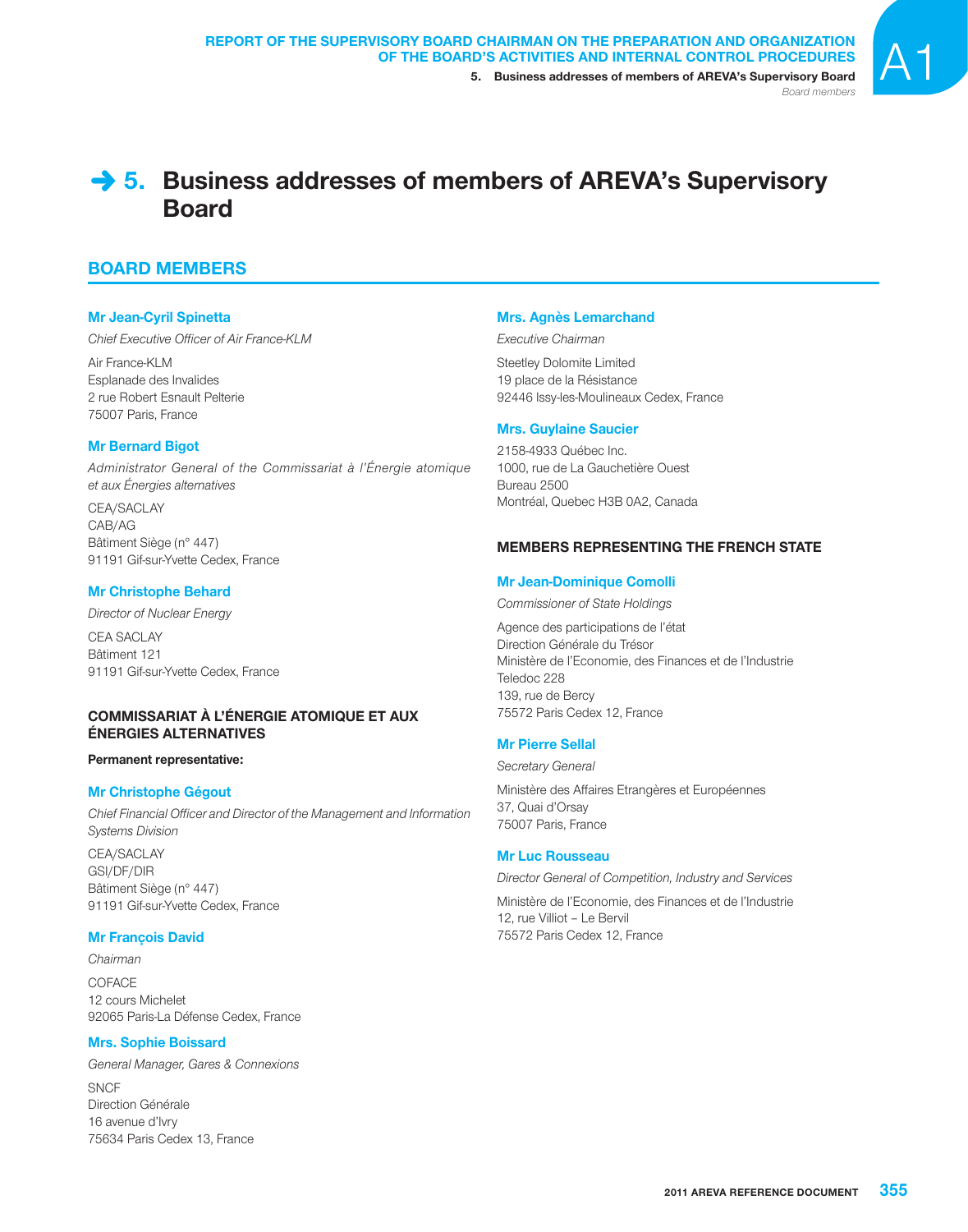# 5. Business addresses of members of AREVA's Supervisory Board

## BOARD MEMBERS

### Mr Jean-Cyril Spinetta

*Chief Executive Officer of Air France-KLM*

Air France-KLM
Esplanade des Invalides
2 rue Robert Esnault Pelterie
75007 Paris, France

### Mr Bernard Bigot

*Administrator General of the Commissariat à l'Énergie atomique et aux Énergies alternatives*

CEA/SACLAY
CAB/AG
Bâtiment Siège (n° 447)
91191 Gif-sur-Yvette Cedex, France

### Mr Christophe Behard

*Director of Nuclear Energy*

CEA SACLAY
Bâtiment 121
91191 Gif-sur-Yvette Cedex, France

### COMMISSARIAT À L'ÉNERGIE ATOMIQUE ET AUX ÉNERGIES ALTERNATIVES

**Permanent representative:**

### Mr Christophe Gégout

*Chief Financial Officer and Director of the Management and Information Systems Division*

CEA/SACLAY
GSI/DF/DIR
Bâtiment Siège (n° 447)
91191 Gif-sur-Yvette Cedex, France

### Mr François David

*Chairman*

COFACE
12 cours Michelet
92065 Paris-La Défense Cedex, France

### Mrs. Sophie Boissard

*General Manager, Gares & Connexions*

SNCF
Direction Générale
16 avenue d'Ivry
75634 Paris Cedex 13, France

### Mrs. Agnès Lemarchand

*Executive Chairman*

Steetley Dolomite Limited
19 place de la Résistance
92446 Issy-les-Moulineaux Cedex, France

### Mrs. Guylaine Saucier

2158-4933 Québec Inc.
1000, rue de La Gauchetière Ouest
Bureau 2500
Montréal, Quebec H3B 0A2, Canada

### MEMBERS REPRESENTING THE FRENCH STATE

### Mr Jean-Dominique Comolli

*Commissioner of State Holdings*

Agence des participations de l'état
Direction Générale du Trésor
Ministère de l'Economie, des Finances et de l'Industrie
Teledoc 228
139, rue de Bercy
75572 Paris Cedex 12, France

### Mr Pierre Sellal

*Secretary General*

Ministère des Affaires Etrangères et Européennes
37, Quai d'Orsay
75007 Paris, France

### Mr Luc Rousseau

*Director General of Competition, Industry and Services*

Ministère de l'Economie, des Finances et de l'Industrie
12, rue Villiot – Le Bervil
75572 Paris Cedex 12, France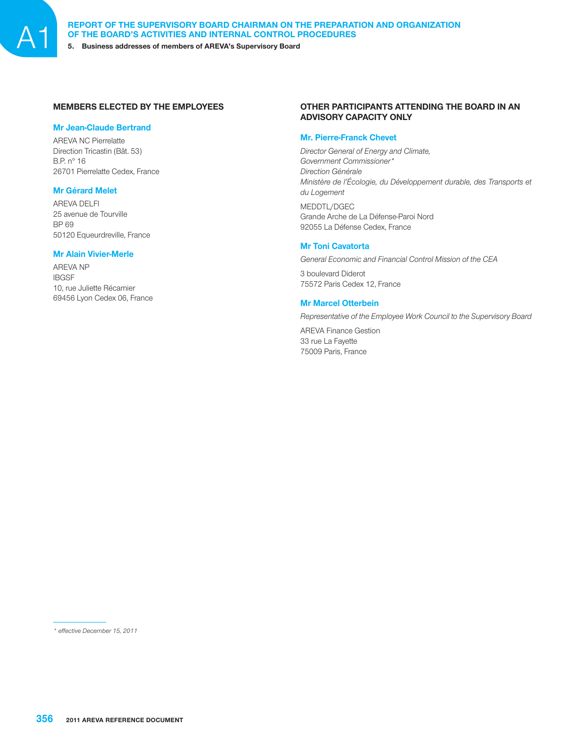## MEMBERS ELECTED BY THE EMPLOYEES

### Mr Jean-Claude Bertrand

AREVA NC Pierrelatte
Direction Tricastin (Bât. 53)
B.P. n° 16
26701 Pierrelatte Cedex, France

### Mr Gérard Melet

AREVA DELFI
25 avenue de Tourville
BP 69
50120 Equeurdreville, France

### Mr Alain Vivier-Merle

AREVA NP
IBGSF
10, rue Juliette Récamier
69456 Lyon Cedex 06, France

## OTHER PARTICIPANTS ATTENDING THE BOARD IN AN ADVISORY CAPACITY ONLY

### Mr. Pierre-Franck Chevet

*Director General of Energy and Climate,*
*Government Commissioner**
*Direction Générale*
*Ministère de l'Écologie, du Développement durable, des Transports et du Logement*

MEDDTL/DGEC
Grande Arche de La Défense-Paroi Nord
92055 La Défense Cedex, France

### Mr Toni Cavatorta

*General Economic and Financial Control Mission of the CEA*

3 boulevard Diderot
75572 Paris Cedex 12, France

### Mr Marcel Otterbein

*Representative of the Employee Work Council to the Supervisory Board*

AREVA Finance Gestion
33 rue La Fayette
75009 Paris, France

---

*\* effective December 15, 2011*